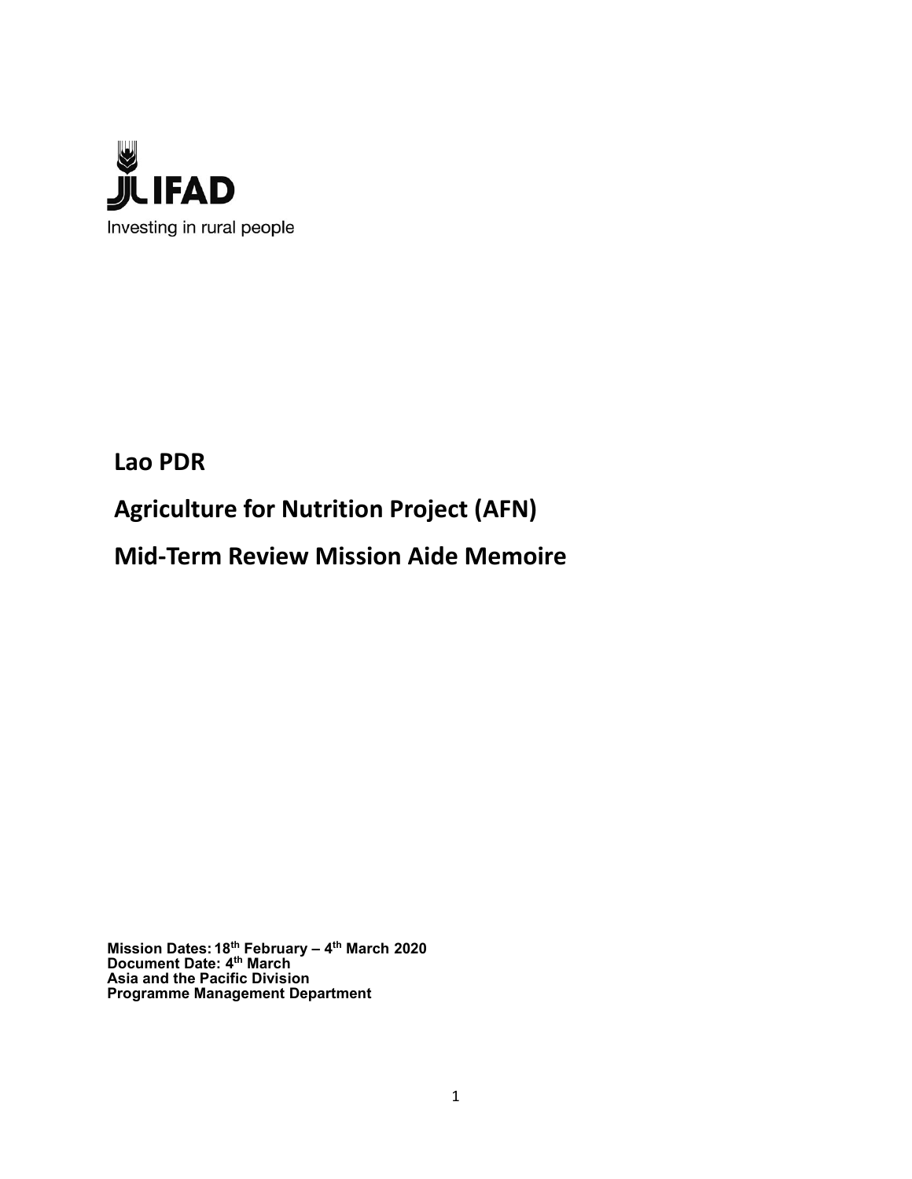IFAD

Investing in rural people

# Lao PDR

# Agriculture for Nutrition Project (AFN)

# Mid-Term Review Mission Aide Memoire

**Mission Dates: 18th February – 4th March 2020**
**Document Date: 4th March**
**Asia and the Pacific Division**
**Programme Management Department**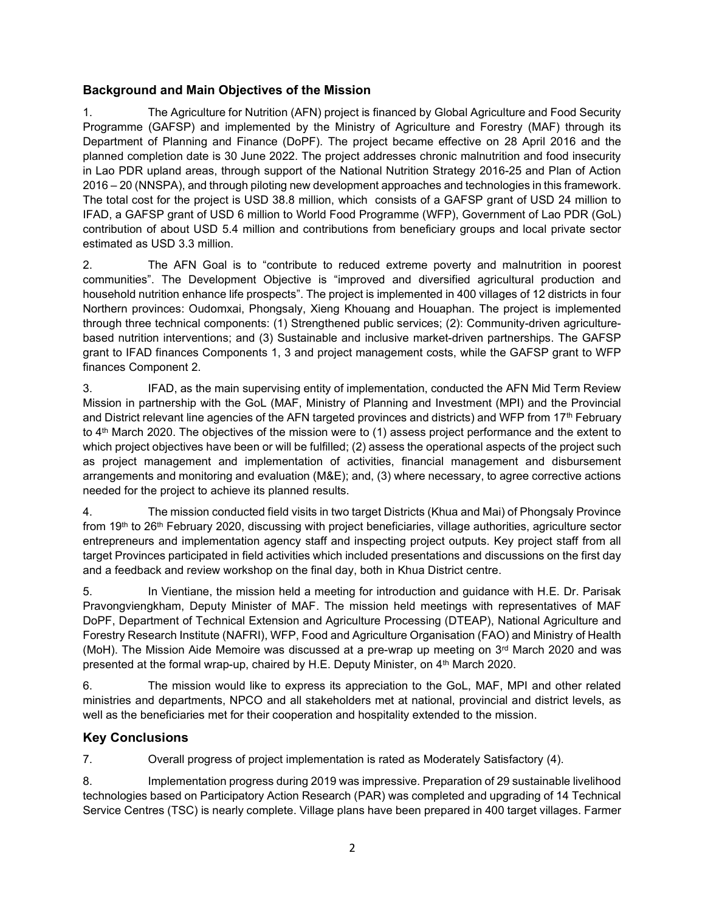## Background and Main Objectives of the Mission

1. The Agriculture for Nutrition (AFN) project is financed by Global Agriculture and Food Security Programme (GAFSP) and implemented by the Ministry of Agriculture and Forestry (MAF) through its Department of Planning and Finance (DoPF). The project became effective on 28 April 2016 and the planned completion date is 30 June 2022. The project addresses chronic malnutrition and food insecurity in Lao PDR upland areas, through support of the National Nutrition Strategy 2016-25 and Plan of Action 2016 – 20 (NNSPA), and through piloting new development approaches and technologies in this framework. The total cost for the project is USD 38.8 million, which consists of a GAFSP grant of USD 24 million to IFAD, a GAFSP grant of USD 6 million to World Food Programme (WFP), Government of Lao PDR (GoL) contribution of about USD 5.4 million and contributions from beneficiary groups and local private sector estimated as USD 3.3 million.

2. The AFN Goal is to "contribute to reduced extreme poverty and malnutrition in poorest communities". The Development Objective is "improved and diversified agricultural production and household nutrition enhance life prospects". The project is implemented in 400 villages of 12 districts in four Northern provinces: Oudomxai, Phongsaly, Xieng Khouang and Houaphan. The project is implemented through three technical components: (1) Strengthened public services; (2): Community-driven agriculture-based nutrition interventions; and (3) Sustainable and inclusive market-driven partnerships. The GAFSP grant to IFAD finances Components 1, 3 and project management costs, while the GAFSP grant to WFP finances Component 2.

3. IFAD, as the main supervising entity of implementation, conducted the AFN Mid Term Review Mission in partnership with the GoL (MAF, Ministry of Planning and Investment (MPI) and the Provincial and District relevant line agencies of the AFN targeted provinces and districts) and WFP from 17th February to 4th March 2020. The objectives of the mission were to (1) assess project performance and the extent to which project objectives have been or will be fulfilled; (2) assess the operational aspects of the project such as project management and implementation of activities, financial management and disbursement arrangements and monitoring and evaluation (M&E); and, (3) where necessary, to agree corrective actions needed for the project to achieve its planned results.

4. The mission conducted field visits in two target Districts (Khua and Mai) of Phongsaly Province from 19th to 26th February 2020, discussing with project beneficiaries, village authorities, agriculture sector entrepreneurs and implementation agency staff and inspecting project outputs. Key project staff from all target Provinces participated in field activities which included presentations and discussions on the first day and a feedback and review workshop on the final day, both in Khua District centre.

5. In Vientiane, the mission held a meeting for introduction and guidance with H.E. Dr. Parisak Pravongviengkham, Deputy Minister of MAF. The mission held meetings with representatives of MAF DoPF, Department of Technical Extension and Agriculture Processing (DTEAP), National Agriculture and Forestry Research Institute (NAFRI), WFP, Food and Agriculture Organisation (FAO) and Ministry of Health (MoH). The Mission Aide Memoire was discussed at a pre-wrap up meeting on 3rd March 2020 and was presented at the formal wrap-up, chaired by H.E. Deputy Minister, on 4th March 2020.

6. The mission would like to express its appreciation to the GoL, MAF, MPI and other related ministries and departments, NPCO and all stakeholders met at national, provincial and district levels, as well as the beneficiaries met for their cooperation and hospitality extended to the mission.

## Key Conclusions

7. Overall progress of project implementation is rated as Moderately Satisfactory (4).

8. Implementation progress during 2019 was impressive. Preparation of 29 sustainable livelihood technologies based on Participatory Action Research (PAR) was completed and upgrading of 14 Technical Service Centres (TSC) is nearly complete. Village plans have been prepared in 400 target villages. Farmer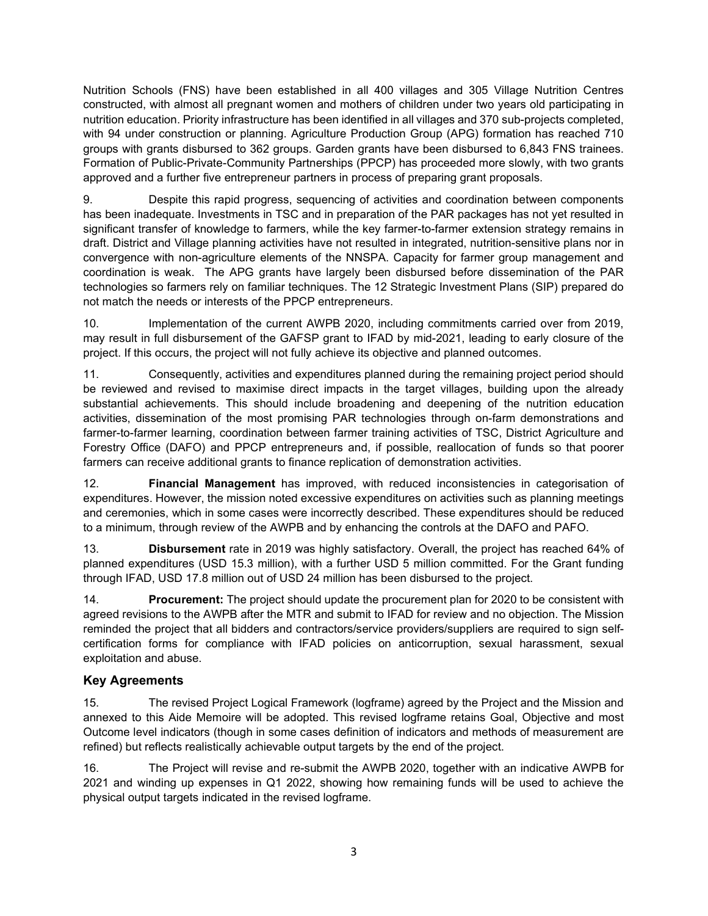Nutrition Schools (FNS) have been established in all 400 villages and 305 Village Nutrition Centres constructed, with almost all pregnant women and mothers of children under two years old participating in nutrition education. Priority infrastructure has been identified in all villages and 370 sub-projects completed, with 94 under construction or planning. Agriculture Production Group (APG) formation has reached 710 groups with grants disbursed to 362 groups. Garden grants have been disbursed to 6,843 FNS trainees. Formation of Public-Private-Community Partnerships (PPCP) has proceeded more slowly, with two grants approved and a further five entrepreneur partners in process of preparing grant proposals.

9. Despite this rapid progress, sequencing of activities and coordination between components has been inadequate. Investments in TSC and in preparation of the PAR packages has not yet resulted in significant transfer of knowledge to farmers, while the key farmer-to-farmer extension strategy remains in draft. District and Village planning activities have not resulted in integrated, nutrition-sensitive plans nor in convergence with non-agriculture elements of the NNSPA. Capacity for farmer group management and coordination is weak. The APG grants have largely been disbursed before dissemination of the PAR technologies so farmers rely on familiar techniques. The 12 Strategic Investment Plans (SIP) prepared do not match the needs or interests of the PPCP entrepreneurs.

10. Implementation of the current AWPB 2020, including commitments carried over from 2019, may result in full disbursement of the GAFSP grant to IFAD by mid-2021, leading to early closure of the project. If this occurs, the project will not fully achieve its objective and planned outcomes.

11. Consequently, activities and expenditures planned during the remaining project period should be reviewed and revised to maximise direct impacts in the target villages, building upon the already substantial achievements. This should include broadening and deepening of the nutrition education activities, dissemination of the most promising PAR technologies through on-farm demonstrations and farmer-to-farmer learning, coordination between farmer training activities of TSC, District Agriculture and Forestry Office (DAFO) and PPCP entrepreneurs and, if possible, reallocation of funds so that poorer farmers can receive additional grants to finance replication of demonstration activities.

12. **Financial Management** has improved, with reduced inconsistencies in categorisation of expenditures. However, the mission noted excessive expenditures on activities such as planning meetings and ceremonies, which in some cases were incorrectly described. These expenditures should be reduced to a minimum, through review of the AWPB and by enhancing the controls at the DAFO and PAFO.

13. **Disbursement** rate in 2019 was highly satisfactory. Overall, the project has reached 64% of planned expenditures (USD 15.3 million), with a further USD 5 million committed. For the Grant funding through IFAD, USD 17.8 million out of USD 24 million has been disbursed to the project.

14. **Procurement:** The project should update the procurement plan for 2020 to be consistent with agreed revisions to the AWPB after the MTR and submit to IFAD for review and no objection. The Mission reminded the project that all bidders and contractors/service providers/suppliers are required to sign self-certification forms for compliance with IFAD policies on anticorruption, sexual harassment, sexual exploitation and abuse.

## Key Agreements

15. The revised Project Logical Framework (logframe) agreed by the Project and the Mission and annexed to this Aide Memoire will be adopted. This revised logframe retains Goal, Objective and most Outcome level indicators (though in some cases definition of indicators and methods of measurement are refined) but reflects realistically achievable output targets by the end of the project.

16. The Project will revise and re-submit the AWPB 2020, together with an indicative AWPB for 2021 and winding up expenses in Q1 2022, showing how remaining funds will be used to achieve the physical output targets indicated in the revised logframe.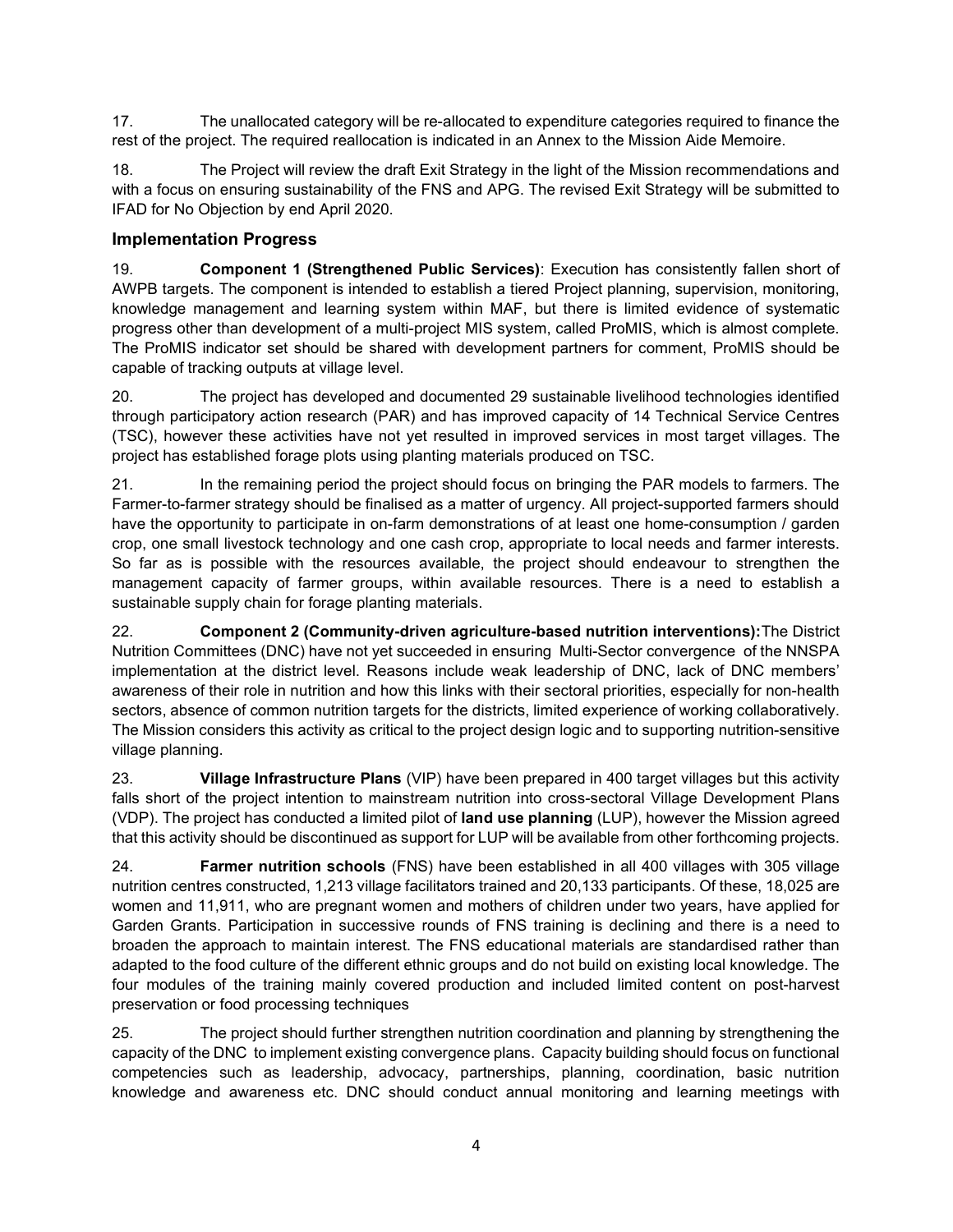17. The unallocated category will be re-allocated to expenditure categories required to finance the rest of the project. The required reallocation is indicated in an Annex to the Mission Aide Memoire.

18. The Project will review the draft Exit Strategy in the light of the Mission recommendations and with a focus on ensuring sustainability of the FNS and APG. The revised Exit Strategy will be submitted to IFAD for No Objection by end April 2020.

## Implementation Progress

19. **Component 1 (Strengthened Public Services)**: Execution has consistently fallen short of AWPB targets. The component is intended to establish a tiered Project planning, supervision, monitoring, knowledge management and learning system within MAF, but there is limited evidence of systematic progress other than development of a multi-project MIS system, called ProMIS, which is almost complete. The ProMIS indicator set should be shared with development partners for comment, ProMIS should be capable of tracking outputs at village level.

20. The project has developed and documented 29 sustainable livelihood technologies identified through participatory action research (PAR) and has improved capacity of 14 Technical Service Centres (TSC), however these activities have not yet resulted in improved services in most target villages. The project has established forage plots using planting materials produced on TSC.

21. In the remaining period the project should focus on bringing the PAR models to farmers. The Farmer-to-farmer strategy should be finalised as a matter of urgency. All project-supported farmers should have the opportunity to participate in on-farm demonstrations of at least one home-consumption / garden crop, one small livestock technology and one cash crop, appropriate to local needs and farmer interests. So far as is possible with the resources available, the project should endeavour to strengthen the management capacity of farmer groups, within available resources. There is a need to establish a sustainable supply chain for forage planting materials.

22. **Component 2 (Community-driven agriculture-based nutrition interventions):** The District Nutrition Committees (DNC) have not yet succeeded in ensuring Multi-Sector convergence of the NNSPA implementation at the district level. Reasons include weak leadership of DNC, lack of DNC members' awareness of their role in nutrition and how this links with their sectoral priorities, especially for non-health sectors, absence of common nutrition targets for the districts, limited experience of working collaboratively. The Mission considers this activity as critical to the project design logic and to supporting nutrition-sensitive village planning.

23. **Village Infrastructure Plans** (VIP) have been prepared in 400 target villages but this activity falls short of the project intention to mainstream nutrition into cross-sectoral Village Development Plans (VDP). The project has conducted a limited pilot of **land use planning** (LUP), however the Mission agreed that this activity should be discontinued as support for LUP will be available from other forthcoming projects.

24. **Farmer nutrition schools** (FNS) have been established in all 400 villages with 305 village nutrition centres constructed, 1,213 village facilitators trained and 20,133 participants. Of these, 18,025 are women and 11,911, who are pregnant women and mothers of children under two years, have applied for Garden Grants. Participation in successive rounds of FNS training is declining and there is a need to broaden the approach to maintain interest. The FNS educational materials are standardised rather than adapted to the food culture of the different ethnic groups and do not build on existing local knowledge. The four modules of the training mainly covered production and included limited content on post-harvest preservation or food processing techniques

25. The project should further strengthen nutrition coordination and planning by strengthening the capacity of the DNC to implement existing convergence plans. Capacity building should focus on functional competencies such as leadership, advocacy, partnerships, planning, coordination, basic nutrition knowledge and awareness etc. DNC should conduct annual monitoring and learning meetings with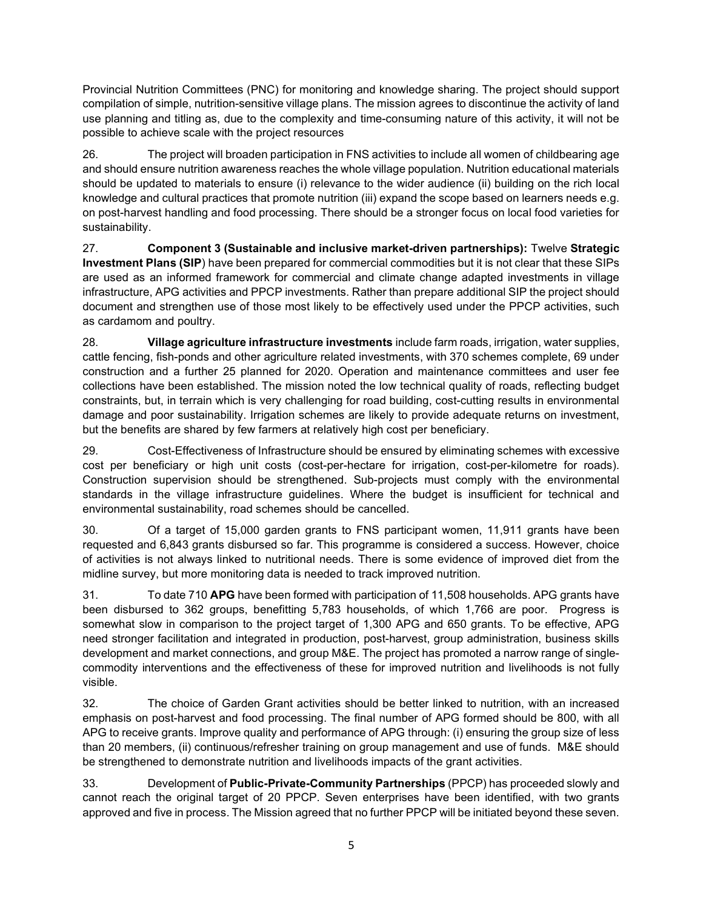Provincial Nutrition Committees (PNC) for monitoring and knowledge sharing. The project should support compilation of simple, nutrition-sensitive village plans. The mission agrees to discontinue the activity of land use planning and titling as, due to the complexity and time-consuming nature of this activity, it will not be possible to achieve scale with the project resources

26. The project will broaden participation in FNS activities to include all women of childbearing age and should ensure nutrition awareness reaches the whole village population. Nutrition educational materials should be updated to materials to ensure (i) relevance to the wider audience (ii) building on the rich local knowledge and cultural practices that promote nutrition (iii) expand the scope based on learners needs e.g. on post-harvest handling and food processing. There should be a stronger focus on local food varieties for sustainability.

27. **Component 3 (Sustainable and inclusive market-driven partnerships):** Twelve **Strategic Investment Plans (SIP**) have been prepared for commercial commodities but it is not clear that these SIPs are used as an informed framework for commercial and climate change adapted investments in village infrastructure, APG activities and PPCP investments. Rather than prepare additional SIP the project should document and strengthen use of those most likely to be effectively used under the PPCP activities, such as cardamom and poultry.

28. **Village agriculture infrastructure investments** include farm roads, irrigation, water supplies, cattle fencing, fish-ponds and other agriculture related investments, with 370 schemes complete, 69 under construction and a further 25 planned for 2020. Operation and maintenance committees and user fee collections have been established. The mission noted the low technical quality of roads, reflecting budget constraints, but, in terrain which is very challenging for road building, cost-cutting results in environmental damage and poor sustainability. Irrigation schemes are likely to provide adequate returns on investment, but the benefits are shared by few farmers at relatively high cost per beneficiary.

29. Cost-Effectiveness of Infrastructure should be ensured by eliminating schemes with excessive cost per beneficiary or high unit costs (cost-per-hectare for irrigation, cost-per-kilometre for roads). Construction supervision should be strengthened. Sub-projects must comply with the environmental standards in the village infrastructure guidelines. Where the budget is insufficient for technical and environmental sustainability, road schemes should be cancelled.

30. Of a target of 15,000 garden grants to FNS participant women, 11,911 grants have been requested and 6,843 grants disbursed so far. This programme is considered a success. However, choice of activities is not always linked to nutritional needs. There is some evidence of improved diet from the midline survey, but more monitoring data is needed to track improved nutrition.

31. To date 710 **APG** have been formed with participation of 11,508 households. APG grants have been disbursed to 362 groups, benefitting 5,783 households, of which 1,766 are poor. Progress is somewhat slow in comparison to the project target of 1,300 APG and 650 grants. To be effective, APG need stronger facilitation and integrated in production, post-harvest, group administration, business skills development and market connections, and group M&E. The project has promoted a narrow range of single-commodity interventions and the effectiveness of these for improved nutrition and livelihoods is not fully visible.

32. The choice of Garden Grant activities should be better linked to nutrition, with an increased emphasis on post-harvest and food processing. The final number of APG formed should be 800, with all APG to receive grants. Improve quality and performance of APG through: (i) ensuring the group size of less than 20 members, (ii) continuous/refresher training on group management and use of funds. M&E should be strengthened to demonstrate nutrition and livelihoods impacts of the grant activities.

33. Development of **Public-Private-Community Partnerships** (PPCP) has proceeded slowly and cannot reach the original target of 20 PPCP. Seven enterprises have been identified, with two grants approved and five in process. The Mission agreed that no further PPCP will be initiated beyond these seven.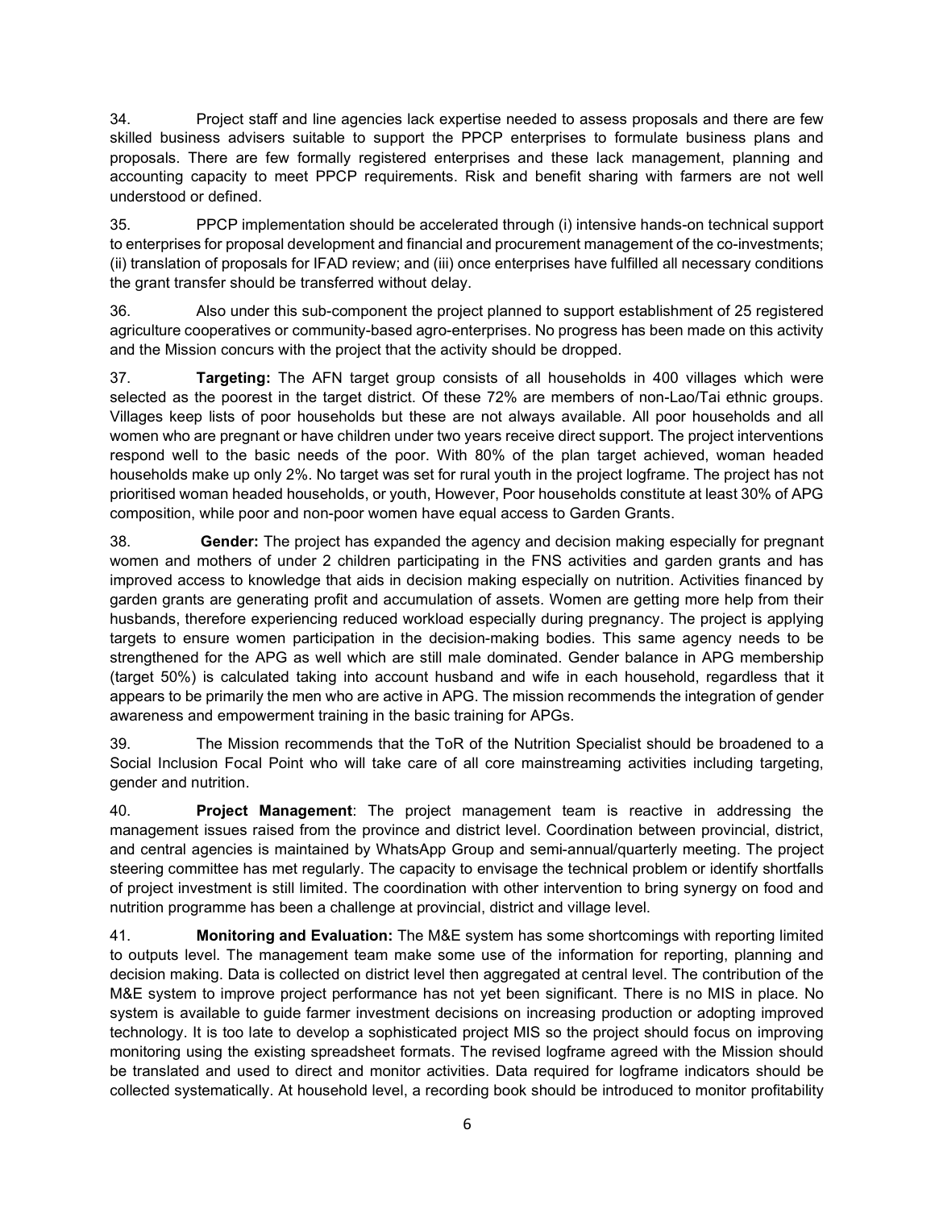34. Project staff and line agencies lack expertise needed to assess proposals and there are few skilled business advisers suitable to support the PPCP enterprises to formulate business plans and proposals. There are few formally registered enterprises and these lack management, planning and accounting capacity to meet PPCP requirements. Risk and benefit sharing with farmers are not well understood or defined.

35. PPCP implementation should be accelerated through (i) intensive hands-on technical support to enterprises for proposal development and financial and procurement management of the co-investments; (ii) translation of proposals for IFAD review; and (iii) once enterprises have fulfilled all necessary conditions the grant transfer should be transferred without delay.

36. Also under this sub-component the project planned to support establishment of 25 registered agriculture cooperatives or community-based agro-enterprises. No progress has been made on this activity and the Mission concurs with the project that the activity should be dropped.

37. **Targeting:** The AFN target group consists of all households in 400 villages which were selected as the poorest in the target district. Of these 72% are members of non-Lao/Tai ethnic groups. Villages keep lists of poor households but these are not always available. All poor households and all women who are pregnant or have children under two years receive direct support. The project interventions respond well to the basic needs of the poor. With 80% of the plan target achieved, woman headed households make up only 2%. No target was set for rural youth in the project logframe. The project has not prioritised woman headed households, or youth, However, Poor households constitute at least 30% of APG composition, while poor and non-poor women have equal access to Garden Grants.

38. **Gender:** The project has expanded the agency and decision making especially for pregnant women and mothers of under 2 children participating in the FNS activities and garden grants and has improved access to knowledge that aids in decision making especially on nutrition. Activities financed by garden grants are generating profit and accumulation of assets. Women are getting more help from their husbands, therefore experiencing reduced workload especially during pregnancy. The project is applying targets to ensure women participation in the decision-making bodies. This same agency needs to be strengthened for the APG as well which are still male dominated. Gender balance in APG membership (target 50%) is calculated taking into account husband and wife in each household, regardless that it appears to be primarily the men who are active in APG. The mission recommends the integration of gender awareness and empowerment training in the basic training for APGs.

39. The Mission recommends that the ToR of the Nutrition Specialist should be broadened to a Social Inclusion Focal Point who will take care of all core mainstreaming activities including targeting, gender and nutrition.

40. **Project Management**: The project management team is reactive in addressing the management issues raised from the province and district level. Coordination between provincial, district, and central agencies is maintained by WhatsApp Group and semi-annual/quarterly meeting. The project steering committee has met regularly. The capacity to envisage the technical problem or identify shortfalls of project investment is still limited. The coordination with other intervention to bring synergy on food and nutrition programme has been a challenge at provincial, district and village level.

41. **Monitoring and Evaluation:** The M&E system has some shortcomings with reporting limited to outputs level. The management team make some use of the information for reporting, planning and decision making. Data is collected on district level then aggregated at central level. The contribution of the M&E system to improve project performance has not yet been significant. There is no MIS in place. No system is available to guide farmer investment decisions on increasing production or adopting improved technology. It is too late to develop a sophisticated project MIS so the project should focus on improving monitoring using the existing spreadsheet formats. The revised logframe agreed with the Mission should be translated and used to direct and monitor activities. Data required for logframe indicators should be collected systematically. At household level, a recording book should be introduced to monitor profitability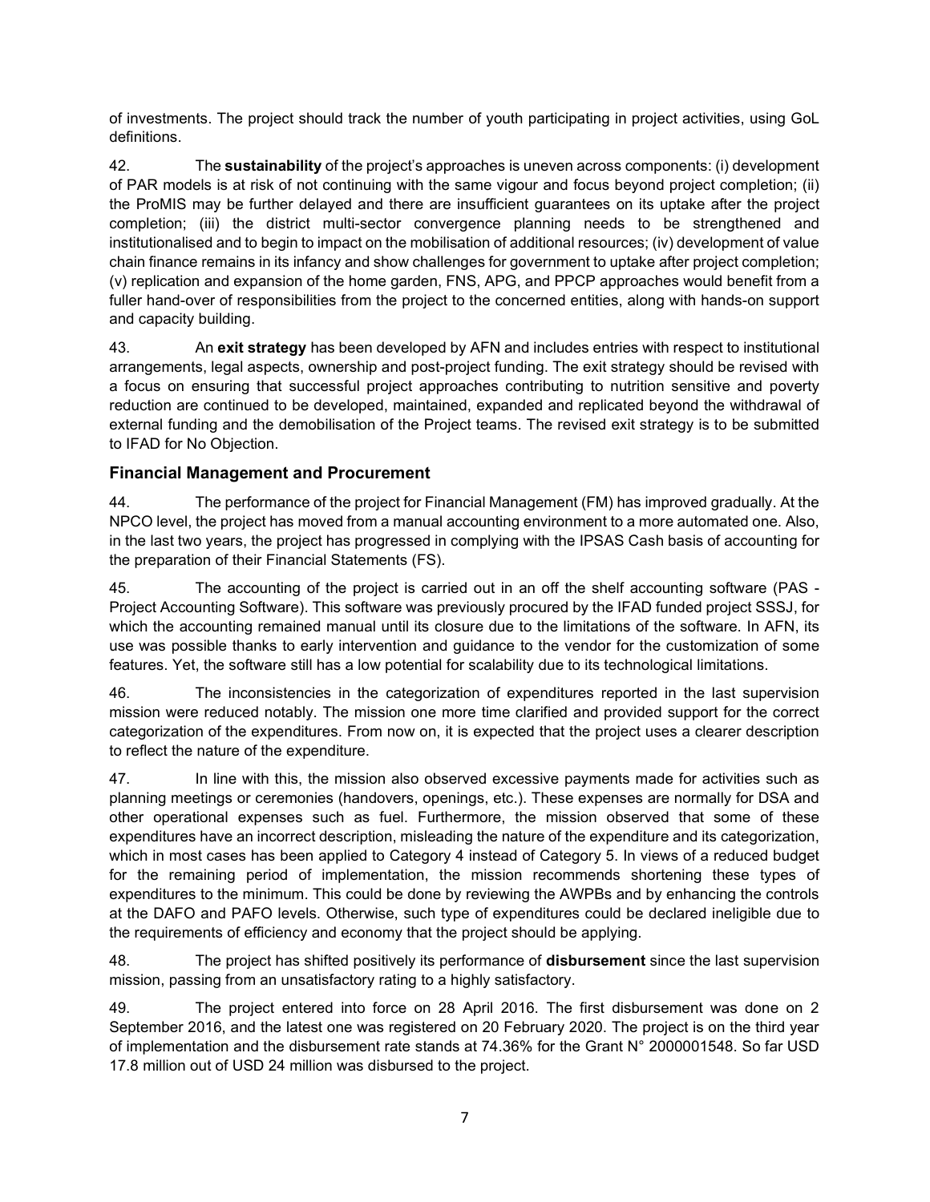of investments. The project should track the number of youth participating in project activities, using GoL definitions.

42. The **sustainability** of the project's approaches is uneven across components: (i) development of PAR models is at risk of not continuing with the same vigour and focus beyond project completion; (ii) the ProMIS may be further delayed and there are insufficient guarantees on its uptake after the project completion; (iii) the district multi-sector convergence planning needs to be strengthened and institutionalised and to begin to impact on the mobilisation of additional resources; (iv) development of value chain finance remains in its infancy and show challenges for government to uptake after project completion; (v) replication and expansion of the home garden, FNS, APG, and PPCP approaches would benefit from a fuller hand-over of responsibilities from the project to the concerned entities, along with hands-on support and capacity building.

43. An **exit strategy** has been developed by AFN and includes entries with respect to institutional arrangements, legal aspects, ownership and post-project funding. The exit strategy should be revised with a focus on ensuring that successful project approaches contributing to nutrition sensitive and poverty reduction are continued to be developed, maintained, expanded and replicated beyond the withdrawal of external funding and the demobilisation of the Project teams. The revised exit strategy is to be submitted to IFAD for No Objection.

## Financial Management and Procurement

44. The performance of the project for Financial Management (FM) has improved gradually. At the NPCO level, the project has moved from a manual accounting environment to a more automated one. Also, in the last two years, the project has progressed in complying with the IPSAS Cash basis of accounting for the preparation of their Financial Statements (FS).

45. The accounting of the project is carried out in an off the shelf accounting software (PAS - Project Accounting Software). This software was previously procured by the IFAD funded project SSSJ, for which the accounting remained manual until its closure due to the limitations of the software. In AFN, its use was possible thanks to early intervention and guidance to the vendor for the customization of some features. Yet, the software still has a low potential for scalability due to its technological limitations.

46. The inconsistencies in the categorization of expenditures reported in the last supervision mission were reduced notably. The mission one more time clarified and provided support for the correct categorization of the expenditures. From now on, it is expected that the project uses a clearer description to reflect the nature of the expenditure.

47. In line with this, the mission also observed excessive payments made for activities such as planning meetings or ceremonies (handovers, openings, etc.). These expenses are normally for DSA and other operational expenses such as fuel. Furthermore, the mission observed that some of these expenditures have an incorrect description, misleading the nature of the expenditure and its categorization, which in most cases has been applied to Category 4 instead of Category 5. In views of a reduced budget for the remaining period of implementation, the mission recommends shortening these types of expenditures to the minimum. This could be done by reviewing the AWPBs and by enhancing the controls at the DAFO and PAFO levels. Otherwise, such type of expenditures could be declared ineligible due to the requirements of efficiency and economy that the project should be applying.

48. The project has shifted positively its performance of **disbursement** since the last supervision mission, passing from an unsatisfactory rating to a highly satisfactory.

49. The project entered into force on 28 April 2016. The first disbursement was done on 2 September 2016, and the latest one was registered on 20 February 2020. The project is on the third year of implementation and the disbursement rate stands at 74.36% for the Grant N° 2000001548. So far USD 17.8 million out of USD 24 million was disbursed to the project.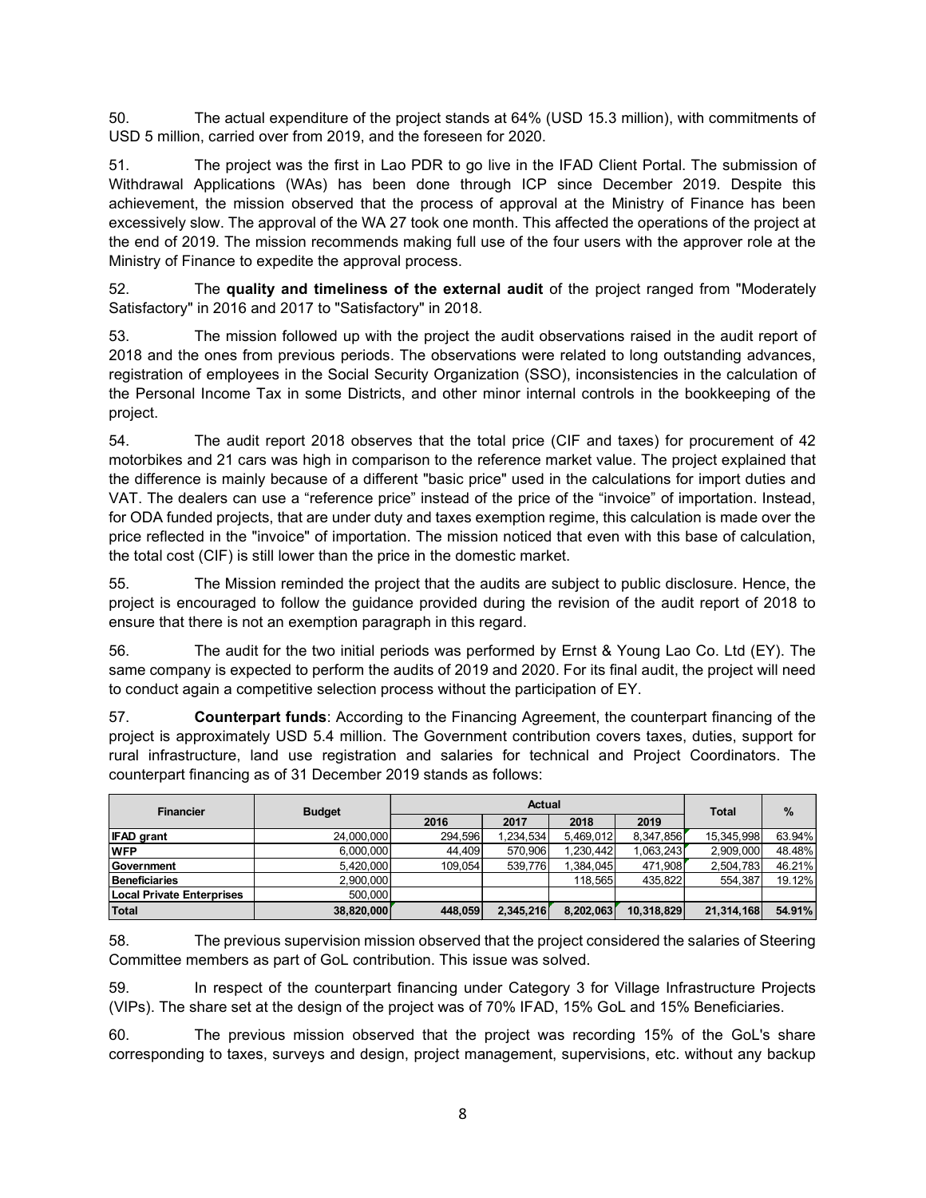50. The actual expenditure of the project stands at 64% (USD 15.3 million), with commitments of USD 5 million, carried over from 2019, and the foreseen for 2020.

51. The project was the first in Lao PDR to go live in the IFAD Client Portal. The submission of Withdrawal Applications (WAs) has been done through ICP since December 2019. Despite this achievement, the mission observed that the process of approval at the Ministry of Finance has been excessively slow. The approval of the WA 27 took one month. This affected the operations of the project at the end of 2019. The mission recommends making full use of the four users with the approver role at the Ministry of Finance to expedite the approval process.

52. The **quality and timeliness of the external audit** of the project ranged from "Moderately Satisfactory" in 2016 and 2017 to "Satisfactory" in 2018.

53. The mission followed up with the project the audit observations raised in the audit report of 2018 and the ones from previous periods. The observations were related to long outstanding advances, registration of employees in the Social Security Organization (SSO), inconsistencies in the calculation of the Personal Income Tax in some Districts, and other minor internal controls in the bookkeeping of the project.

54. The audit report 2018 observes that the total price (CIF and taxes) for procurement of 42 motorbikes and 21 cars was high in comparison to the reference market value. The project explained that the difference is mainly because of a different "basic price" used in the calculations for import duties and VAT. The dealers can use a "reference price" instead of the price of the "invoice" of importation. Instead, for ODA funded projects, that are under duty and taxes exemption regime, this calculation is made over the price reflected in the "invoice" of importation. The mission noticed that even with this base of calculation, the total cost (CIF) is still lower than the price in the domestic market.

55. The Mission reminded the project that the audits are subject to public disclosure. Hence, the project is encouraged to follow the guidance provided during the revision of the audit report of 2018 to ensure that there is not an exemption paragraph in this regard.

56. The audit for the two initial periods was performed by Ernst & Young Lao Co. Ltd (EY). The same company is expected to perform the audits of 2019 and 2020. For its final audit, the project will need to conduct again a competitive selection process without the participation of EY.

57. **Counterpart funds**: According to the Financing Agreement, the counterpart financing of the project is approximately USD 5.4 million. The Government contribution covers taxes, duties, support for rural infrastructure, land use registration and salaries for technical and Project Coordinators. The counterpart financing as of 31 December 2019 stands as follows:

| Financier | Budget | Actual | | | | Total | % |
|---|---|---|---|---|---|---|---|
| | | 2016 | 2017 | 2018 | 2019 | | |
| **IFAD grant** | 24,000,000 | 294,596 | 1,234,534 | 5,469,012 | 8,347,856 | 15,345,998 | 63.94% |
| **WFP** | 6,000,000 | 44,409 | 570,906 | 1,230,442 | 1,063,243 | 2,909,000 | 48.48% |
| **Government** | 5,420,000 | 109,054 | 539,776 | 1,384,045 | 471,908 | 2,504,783 | 46.21% |
| **Beneficiaries** | 2,900,000 | | | 118,565 | 435,822 | 554,387 | 19.12% |
| **Local Private Enterprises** | 500,000 | | | | | | |
| **Total** | **38,820,000** | **448,059** | **2,345,216** | **8,202,063** | **10,318,829** | **21,314,168** | **54.91%** |

58. The previous supervision mission observed that the project considered the salaries of Steering Committee members as part of GoL contribution. This issue was solved.

59. In respect of the counterpart financing under Category 3 for Village Infrastructure Projects (VIPs). The share set at the design of the project was of 70% IFAD, 15% GoL and 15% Beneficiaries.

60. The previous mission observed that the project was recording 15% of the GoL's share corresponding to taxes, surveys and design, project management, supervisions, etc. without any backup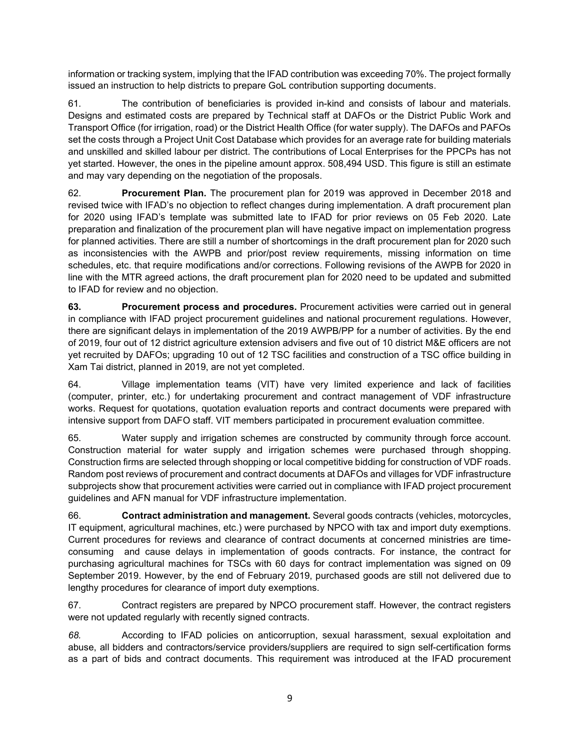information or tracking system, implying that the IFAD contribution was exceeding 70%. The project formally issued an instruction to help districts to prepare GoL contribution supporting documents.

61. The contribution of beneficiaries is provided in-kind and consists of labour and materials. Designs and estimated costs are prepared by Technical staff at DAFOs or the District Public Work and Transport Office (for irrigation, road) or the District Health Office (for water supply). The DAFOs and PAFOs set the costs through a Project Unit Cost Database which provides for an average rate for building materials and unskilled and skilled labour per district. The contributions of Local Enterprises for the PPCPs has not yet started. However, the ones in the pipeline amount approx. 508,494 USD. This figure is still an estimate and may vary depending on the negotiation of the proposals.

62. **Procurement Plan.** The procurement plan for 2019 was approved in December 2018 and revised twice with IFAD's no objection to reflect changes during implementation. A draft procurement plan for 2020 using IFAD's template was submitted late to IFAD for prior reviews on 05 Feb 2020. Late preparation and finalization of the procurement plan will have negative impact on implementation progress for planned activities. There are still a number of shortcomings in the draft procurement plan for 2020 such as inconsistencies with the AWPB and prior/post review requirements, missing information on time schedules, etc. that require modifications and/or corrections. Following revisions of the AWPB for 2020 in line with the MTR agreed actions, the draft procurement plan for 2020 need to be updated and submitted to IFAD for review and no objection.

**63. Procurement process and procedures.** Procurement activities were carried out in general in compliance with IFAD project procurement guidelines and national procurement regulations. However, there are significant delays in implementation of the 2019 AWPB/PP for a number of activities. By the end of 2019, four out of 12 district agriculture extension advisers and five out of 10 district M&E officers are not yet recruited by DAFOs; upgrading 10 out of 12 TSC facilities and construction of a TSC office building in Xam Tai district, planned in 2019, are not yet completed.

64. Village implementation teams (VIT) have very limited experience and lack of facilities (computer, printer, etc.) for undertaking procurement and contract management of VDF infrastructure works. Request for quotations, quotation evaluation reports and contract documents were prepared with intensive support from DAFO staff. VIT members participated in procurement evaluation committee.

65. Water supply and irrigation schemes are constructed by community through force account. Construction material for water supply and irrigation schemes were purchased through shopping. Construction firms are selected through shopping or local competitive bidding for construction of VDF roads. Random post reviews of procurement and contract documents at DAFOs and villages for VDF infrastructure subprojects show that procurement activities were carried out in compliance with IFAD project procurement guidelines and AFN manual for VDF infrastructure implementation.

66. **Contract administration and management.** Several goods contracts (vehicles, motorcycles, IT equipment, agricultural machines, etc.) were purchased by NPCO with tax and import duty exemptions. Current procedures for reviews and clearance of contract documents at concerned ministries are time-consuming and cause delays in implementation of goods contracts. For instance, the contract for purchasing agricultural machines for TSCs with 60 days for contract implementation was signed on 09 September 2019. However, by the end of February 2019, purchased goods are still not delivered due to lengthy procedures for clearance of import duty exemptions.

67. Contract registers are prepared by NPCO procurement staff. However, the contract registers were not updated regularly with recently signed contracts.

*68.* According to IFAD policies on anticorruption, sexual harassment, sexual exploitation and abuse, all bidders and contractors/service providers/suppliers are required to sign self-certification forms as a part of bids and contract documents. This requirement was introduced at the IFAD procurement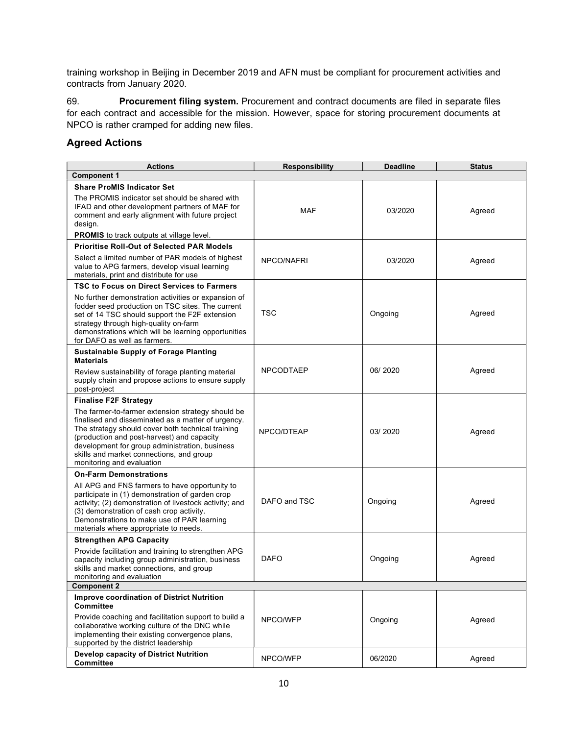training workshop in Beijing in December 2019 and AFN must be compliant for procurement activities and contracts from January 2020.

69. **Procurement filing system.** Procurement and contract documents are filed in separate files for each contract and accessible for the mission. However, space for storing procurement documents at NPCO is rather cramped for adding new files.

## Agreed Actions

| Actions | Responsibility | Deadline | Status |
|---|---|---|---|
| **Component 1** | | | |
| **Share ProMIS Indicator Set**<br>The PROMIS indicator set should be shared with IFAD and other development partners of MAF for comment and early alignment with future project design.<br>**PROMIS** to track outputs at village level. | MAF | 03/2020 | Agreed |
| **Prioritise Roll-Out of Selected PAR Models**<br>Select a limited number of PAR models of highest value to APG farmers, develop visual learning materials, print and distribute for use | NPCO/NAFRI | 03/2020 | Agreed |
| **TSC to Focus on Direct Services to Farmers**<br>No further demonstration activities or expansion of fodder seed production on TSC sites. The current set of 14 TSC should support the F2F extension strategy through high-quality on-farm demonstrations which will be learning opportunities for DAFO as well as farmers. | TSC | Ongoing | Agreed |
| **Sustainable Supply of Forage Planting Materials**<br>Review sustainability of forage planting material supply chain and propose actions to ensure supply post-project | NPCODTAEP | 06/ 2020 | Agreed |
| **Finalise F2F Strategy**<br>The farmer-to-farmer extension strategy should be finalised and disseminated as a matter of urgency. The strategy should cover both technical training (production and post-harvest) and capacity development for group administration, business skills and market connections, and group monitoring and evaluation | NPCO/DTEAP | 03/ 2020 | Agreed |
| **On-Farm Demonstrations**<br>All APG and FNS farmers to have opportunity to participate in (1) demonstration of garden crop activity; (2) demonstration of livestock activity; and (3) demonstration of cash crop activity. Demonstrations to make use of PAR learning materials where appropriate to needs. | DAFO and TSC | Ongoing | Agreed |
| **Strengthen APG Capacity**<br>Provide facilitation and training to strengthen APG capacity including group administration, business skills and market connections, and group monitoring and evaluation | DAFO | Ongoing | Agreed |
| **Component 2** | | | |
| **Improve coordination of District Nutrition Committee**<br>Provide coaching and facilitation support to build a collaborative working culture of the DNC while implementing their existing convergence plans, supported by the district leadership | NPCO/WFP | Ongoing | Agreed |
| **Develop capacity of District Nutrition Committee** | NPCO/WFP | 06/2020 | Agreed |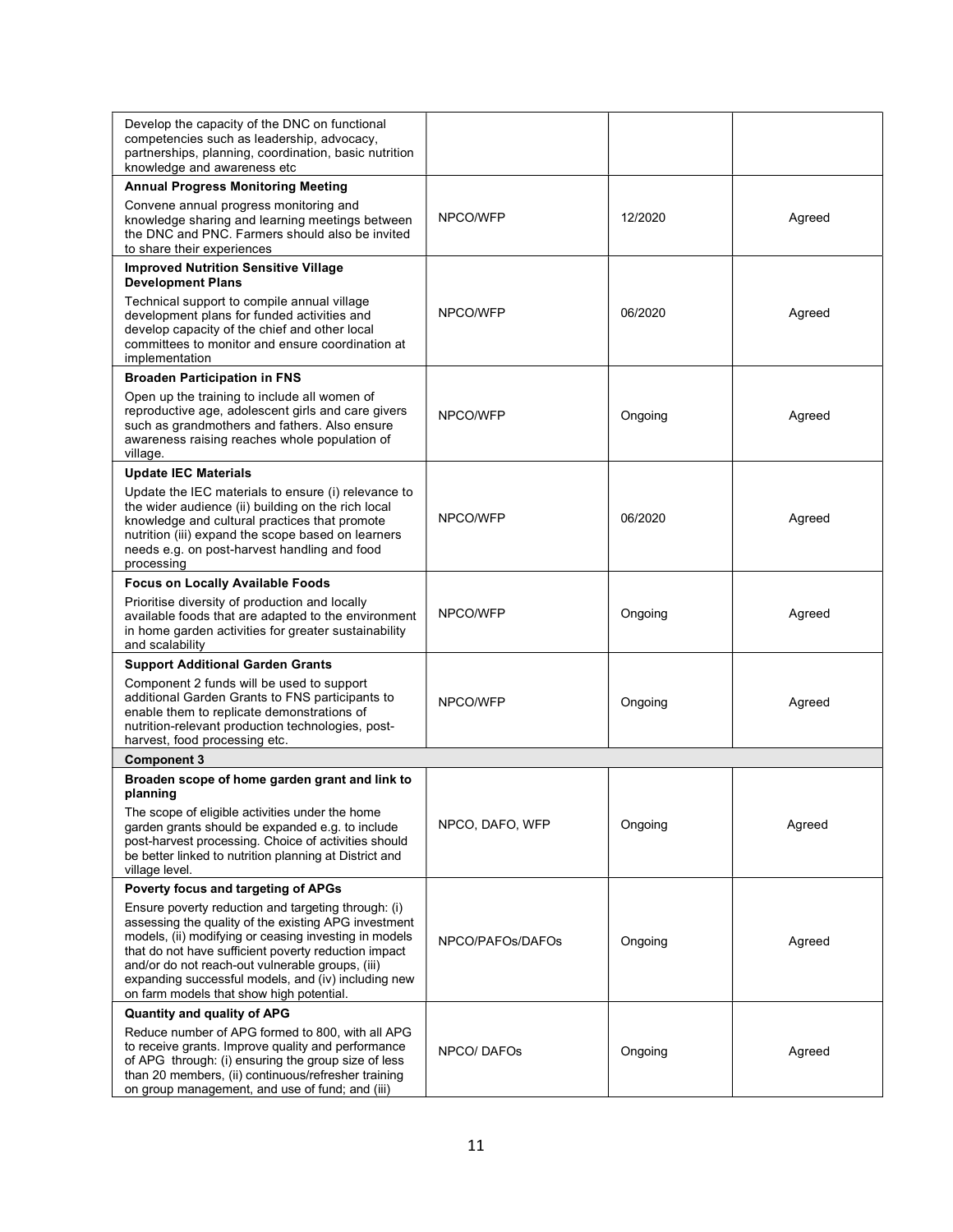| | | | |
|---|---|---|---|
| Develop the capacity of the DNC on functional competencies such as leadership, advocacy, partnerships, planning, coordination, basic nutrition knowledge and awareness etc | | | |
| **Annual Progress Monitoring Meeting**<br><br>Convene annual progress monitoring and knowledge sharing and learning meetings between the DNC and PNC. Farmers should also be invited to share their experiences | NPCO/WFP | 12/2020 | Agreed |
| **Improved Nutrition Sensitive Village Development Plans**<br><br>Technical support to compile annual village development plans for funded activities and develop capacity of the chief and other local committees to monitor and ensure coordination at implementation | NPCO/WFP | 06/2020 | Agreed |
| **Broaden Participation in FNS**<br><br>Open up the training to include all women of reproductive age, adolescent girls and care givers such as grandmothers and fathers. Also ensure awareness raising reaches whole population of village. | NPCO/WFP | Ongoing | Agreed |
| **Update IEC Materials**<br><br>Update the IEC materials to ensure (i) relevance to the wider audience (ii) building on the rich local knowledge and cultural practices that promote nutrition (iii) expand the scope based on learners needs e.g. on post-harvest handling and food processing | NPCO/WFP | 06/2020 | Agreed |
| **Focus on Locally Available Foods**<br><br>Prioritise diversity of production and locally available foods that are adapted to the environment in home garden activities for greater sustainability and scalability | NPCO/WFP | Ongoing | Agreed |
| **Support Additional Garden Grants**<br><br>Component 2 funds will be used to support additional Garden Grants to FNS participants to enable them to replicate demonstrations of nutrition-relevant production technologies, post-harvest, food processing etc. | NPCO/WFP | Ongoing | Agreed |
| **Component 3** | | | |
| **Broaden scope of home garden grant and link to planning**<br><br>The scope of eligible activities under the home garden grants should be expanded e.g. to include post-harvest processing. Choice of activities should be better linked to nutrition planning at District and village level. | NPCO, DAFO, WFP | Ongoing | Agreed |
| **Poverty focus and targeting of APGs**<br><br>Ensure poverty reduction and targeting through: (i) assessing the quality of the existing APG investment models, (ii) modifying or ceasing investing in models that do not have sufficient poverty reduction impact and/or do not reach-out vulnerable groups, (iii) expanding successful models, and (iv) including new on farm models that show high potential. | NPCO/PAFOs/DAFOs | Ongoing | Agreed |
| **Quantity and quality of APG**<br><br>Reduce number of APG formed to 800, with all APG to receive grants. Improve quality and performance of APG through: (i) ensuring the group size of less than 20 members, (ii) continuous/refresher training on group management, and use of fund; and (iii) | NPCO/ DAFOs | Ongoing | Agreed |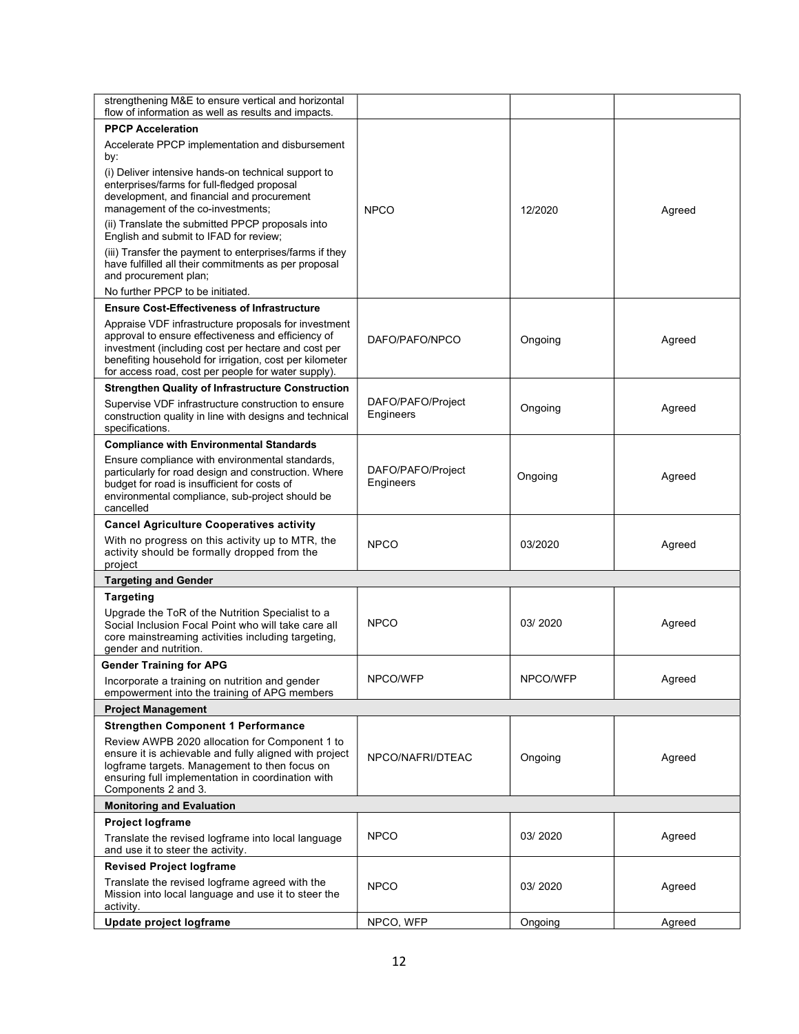| | | | |
|---|---|---|---|
| strengthening M&E to ensure vertical and horizontal flow of information as well as results and impacts. | | | |
| **PPCP Acceleration**<br>Accelerate PPCP implementation and disbursement by:<br>(i) Deliver intensive hands-on technical support to enterprises/farms for full-fledged proposal development, and financial and procurement management of the co-investments;<br>(ii) Translate the submitted PPCP proposals into English and submit to IFAD for review;<br>(iii) Transfer the payment to enterprises/farms if they have fulfilled all their commitments as per proposal and procurement plan;<br>No further PPCP to be initiated. | NPCO | 12/2020 | Agreed |
| **Ensure Cost-Effectiveness of Infrastructure**<br>Appraise VDF infrastructure proposals for investment approval to ensure effectiveness and efficiency of investment (including cost per hectare and cost per benefiting household for irrigation, cost per kilometer for access road, cost per people for water supply). | DAFO/PAFO/NPCO | Ongoing | Agreed |
| **Strengthen Quality of Infrastructure Construction**<br>Supervise VDF infrastructure construction to ensure construction quality in line with designs and technical specifications. | DAFO/PAFO/Project Engineers | Ongoing | Agreed |
| **Compliance with Environmental Standards**<br>Ensure compliance with environmental standards, particularly for road design and construction. Where budget for road is insufficient for costs of environmental compliance, sub-project should be cancelled | DAFO/PAFO/Project Engineers | Ongoing | Agreed |
| **Cancel Agriculture Cooperatives activity**<br>With no progress on this activity up to MTR, the activity should be formally dropped from the project | NPCO | 03/2020 | Agreed |
| **Targeting and Gender** | | | |
| **Targeting**<br>Upgrade the ToR of the Nutrition Specialist to a Social Inclusion Focal Point who will take care all core mainstreaming activities including targeting, gender and nutrition. | NPCO | 03/ 2020 | Agreed |
| **Gender Training for APG**<br>Incorporate a training on nutrition and gender empowerment into the training of APG members | NPCO/WFP | NPCO/WFP | Agreed |
| **Project Management** | | | |
| **Strengthen Component 1 Performance**<br>Review AWPB 2020 allocation for Component 1 to ensure it is achievable and fully aligned with project logframe targets. Management to then focus on ensuring full implementation in coordination with Components 2 and 3. | NPCO/NAFRI/DTEAC | Ongoing | Agreed |
| **Monitoring and Evaluation** | | | |
| **Project logframe**<br>Translate the revised logframe into local language and use it to steer the activity. | NPCO | 03/ 2020 | Agreed |
| **Revised Project logframe**<br>Translate the revised logframe agreed with the Mission into local language and use it to steer the activity. | NPCO | 03/ 2020 | Agreed |
| **Update project logframe** | NPCO, WFP | Ongoing | Agreed |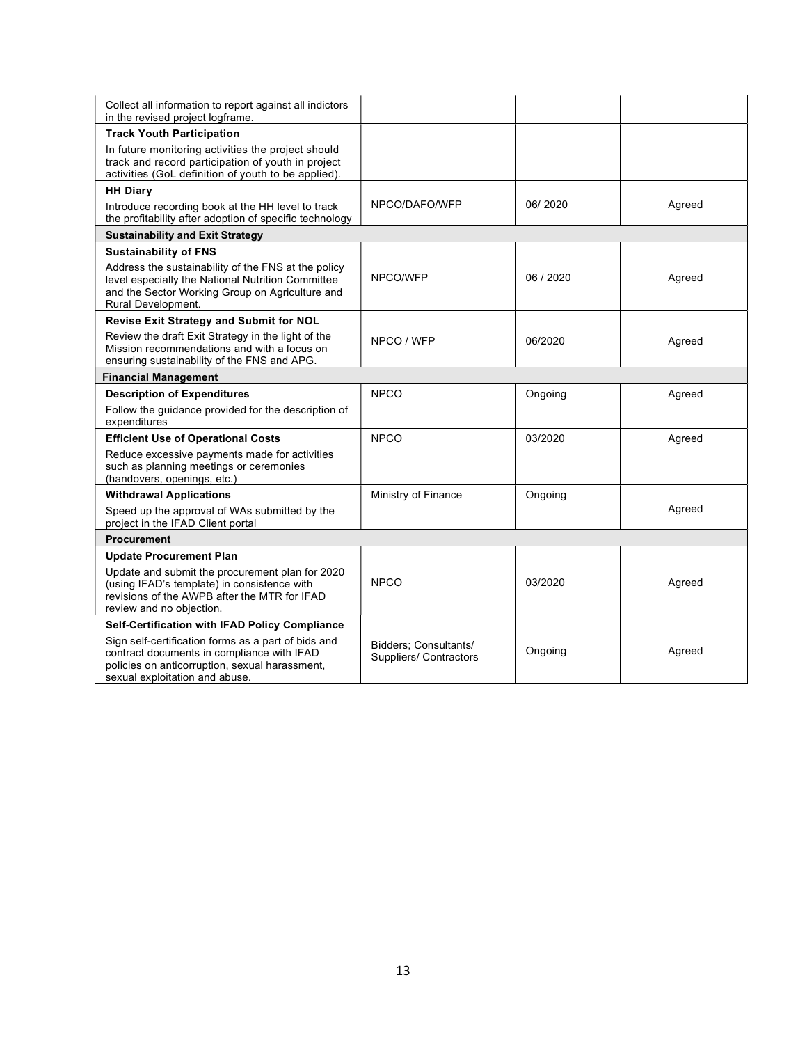| | | | |
|---|---|---|---|
| Collect all information to report against all indictors in the revised project logframe. | | | |
| **Track Youth Participation**<br>In future monitoring activities the project should track and record participation of youth in project activities (GoL definition of youth to be applied). | | | |
| **HH Diary**<br>Introduce recording book at the HH level to track the profitability after adoption of specific technology | NPCO/DAFO/WFP | 06/ 2020 | Agreed |
| **Sustainability and Exit Strategy** | | | |
| **Sustainability of FNS**<br>Address the sustainability of the FNS at the policy level especially the National Nutrition Committee and the Sector Working Group on Agriculture and Rural Development. | NPCO/WFP | 06 / 2020 | Agreed |
| **Revise Exit Strategy and Submit for NOL**<br>Review the draft Exit Strategy in the light of the Mission recommendations and with a focus on ensuring sustainability of the FNS and APG. | NPCO / WFP | 06/2020 | Agreed |
| **Financial Management** | | | |
| **Description of Expenditures**<br>Follow the guidance provided for the description of expenditures | NPCO | Ongoing | Agreed |
| **Efficient Use of Operational Costs**<br>Reduce excessive payments made for activities such as planning meetings or ceremonies (handovers, openings, etc.) | NPCO | 03/2020 | Agreed |
| **Withdrawal Applications**<br>Speed up the approval of WAs submitted by the project in the IFAD Client portal | Ministry of Finance | Ongoing | Agreed |
| **Procurement** | | | |
| **Update Procurement Plan**<br>Update and submit the procurement plan for 2020 (using IFAD's template) in consistence with revisions of the AWPB after the MTR for IFAD review and no objection. | NPCO | 03/2020 | Agreed |
| **Self-Certification with IFAD Policy Compliance**<br>Sign self-certification forms as a part of bids and contract documents in compliance with IFAD policies on anticorruption, sexual harassment, sexual exploitation and abuse. | Bidders; Consultants/ Suppliers/ Contractors | Ongoing | Agreed |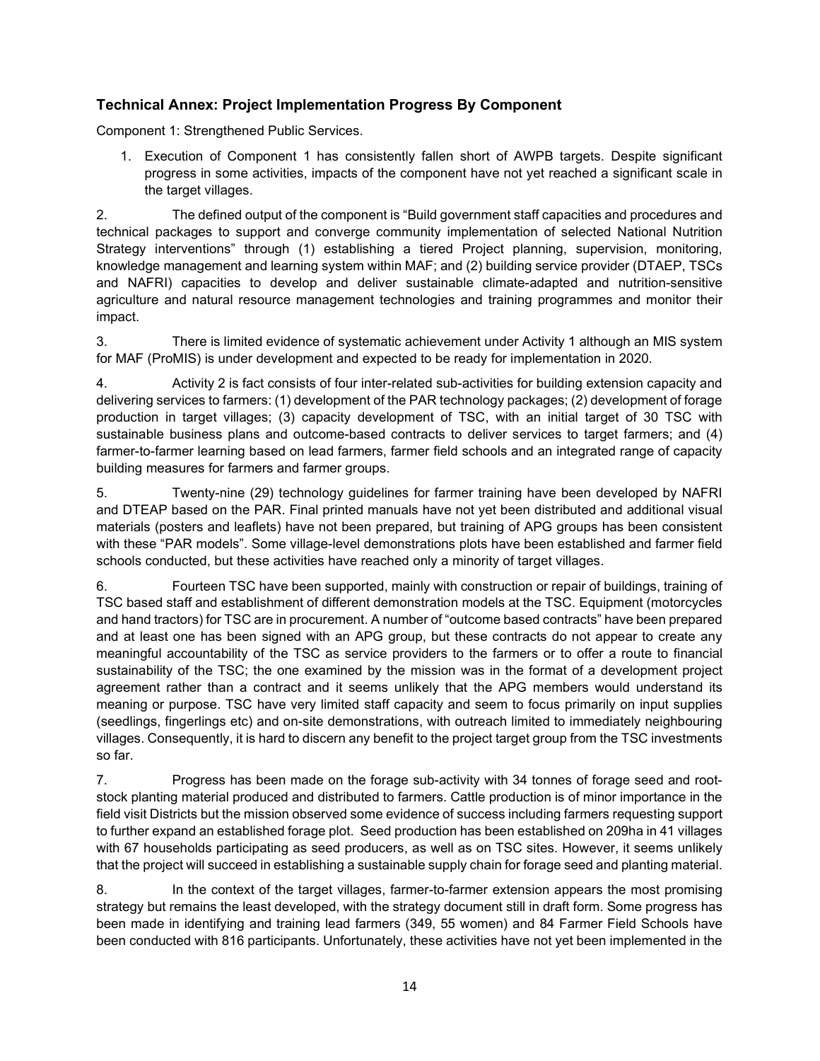### Technical Annex: Project Implementation Progress By Component

Component 1: Strengthened Public Services.

1. Execution of Component 1 has consistently fallen short of AWPB targets. Despite significant progress in some activities, impacts of the component have not yet reached a significant scale in the target villages.

2. The defined output of the component is "Build government staff capacities and procedures and technical packages to support and converge community implementation of selected National Nutrition Strategy interventions" through (1) establishing a tiered Project planning, supervision, monitoring, knowledge management and learning system within MAF; and (2) building service provider (DTAEP, TSCs and NAFRI) capacities to develop and deliver sustainable climate-adapted and nutrition-sensitive agriculture and natural resource management technologies and training programmes and monitor their impact.

3. There is limited evidence of systematic achievement under Activity 1 although an MIS system for MAF (ProMIS) is under development and expected to be ready for implementation in 2020.

4. Activity 2 is fact consists of four inter-related sub-activities for building extension capacity and delivering services to farmers: (1) development of the PAR technology packages; (2) development of forage production in target villages; (3) capacity development of TSC, with an initial target of 30 TSC with sustainable business plans and outcome-based contracts to deliver services to target farmers; and (4) farmer-to-farmer learning based on lead farmers, farmer field schools and an integrated range of capacity building measures for farmers and farmer groups.

5. Twenty-nine (29) technology guidelines for farmer training have been developed by NAFRI and DTEAP based on the PAR. Final printed manuals have not yet been distributed and additional visual materials (posters and leaflets) have not been prepared, but training of APG groups has been consistent with these "PAR models". Some village-level demonstrations plots have been established and farmer field schools conducted, but these activities have reached only a minority of target villages.

6. Fourteen TSC have been supported, mainly with construction or repair of buildings, training of TSC based staff and establishment of different demonstration models at the TSC. Equipment (motorcycles and hand tractors) for TSC are in procurement. A number of "outcome based contracts" have been prepared and at least one has been signed with an APG group, but these contracts do not appear to create any meaningful accountability of the TSC as service providers to the farmers or to offer a route to financial sustainability of the TSC; the one examined by the mission was in the format of a development project agreement rather than a contract and it seems unlikely that the APG members would understand its meaning or purpose. TSC have very limited staff capacity and seem to focus primarily on input supplies (seedlings, fingerlings etc) and on-site demonstrations, with outreach limited to immediately neighbouring villages. Consequently, it is hard to discern any benefit to the project target group from the TSC investments so far.

7. Progress has been made on the forage sub-activity with 34 tonnes of forage seed and root-stock planting material produced and distributed to farmers. Cattle production is of minor importance in the field visit Districts but the mission observed some evidence of success including farmers requesting support to further expand an established forage plot. Seed production has been established on 209ha in 41 villages with 67 households participating as seed producers, as well as on TSC sites. However, it seems unlikely that the project will succeed in establishing a sustainable supply chain for forage seed and planting material.

8. In the context of the target villages, farmer-to-farmer extension appears the most promising strategy but remains the least developed, with the strategy document still in draft form. Some progress has been made in identifying and training lead farmers (349, 55 women) and 84 Farmer Field Schools have been conducted with 816 participants. Unfortunately, these activities have not yet been implemented in the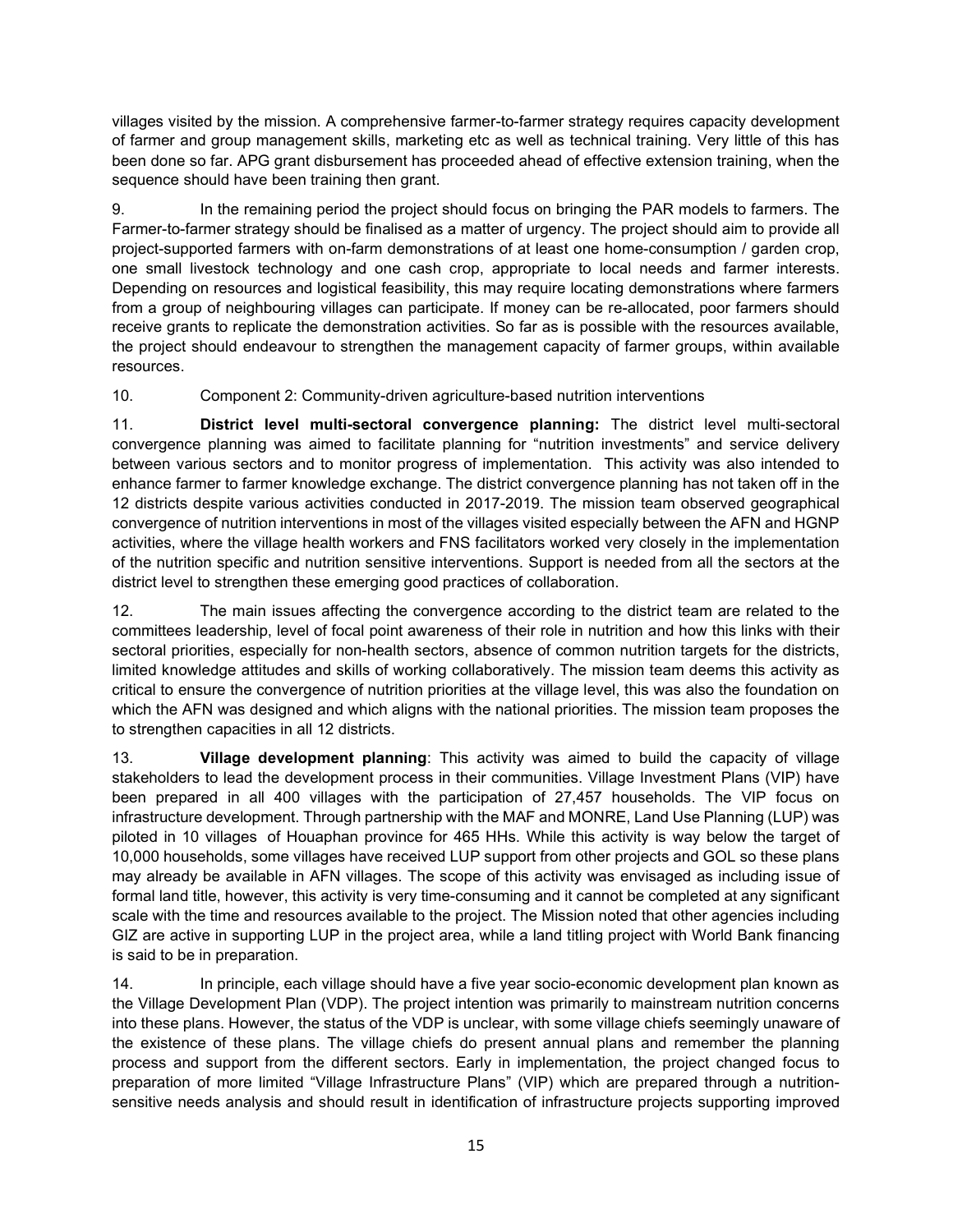villages visited by the mission. A comprehensive farmer-to-farmer strategy requires capacity development of farmer and group management skills, marketing etc as well as technical training. Very little of this has been done so far. APG grant disbursement has proceeded ahead of effective extension training, when the sequence should have been training then grant.

9. In the remaining period the project should focus on bringing the PAR models to farmers. The Farmer-to-farmer strategy should be finalised as a matter of urgency. The project should aim to provide all project-supported farmers with on-farm demonstrations of at least one home-consumption / garden crop, one small livestock technology and one cash crop, appropriate to local needs and farmer interests. Depending on resources and logistical feasibility, this may require locating demonstrations where farmers from a group of neighbouring villages can participate. If money can be re-allocated, poor farmers should receive grants to replicate the demonstration activities. So far as is possible with the resources available, the project should endeavour to strengthen the management capacity of farmer groups, within available resources.

10. Component 2: Community-driven agriculture-based nutrition interventions

11. **District level multi-sectoral convergence planning:** The district level multi-sectoral convergence planning was aimed to facilitate planning for "nutrition investments" and service delivery between various sectors and to monitor progress of implementation. This activity was also intended to enhance farmer to farmer knowledge exchange. The district convergence planning has not taken off in the 12 districts despite various activities conducted in 2017-2019. The mission team observed geographical convergence of nutrition interventions in most of the villages visited especially between the AFN and HGNP activities, where the village health workers and FNS facilitators worked very closely in the implementation of the nutrition specific and nutrition sensitive interventions. Support is needed from all the sectors at the district level to strengthen these emerging good practices of collaboration.

12. The main issues affecting the convergence according to the district team are related to the committees leadership, level of focal point awareness of their role in nutrition and how this links with their sectoral priorities, especially for non-health sectors, absence of common nutrition targets for the districts, limited knowledge attitudes and skills of working collaboratively. The mission team deems this activity as critical to ensure the convergence of nutrition priorities at the village level, this was also the foundation on which the AFN was designed and which aligns with the national priorities. The mission team proposes the to strengthen capacities in all 12 districts.

13. **Village development planning**: This activity was aimed to build the capacity of village stakeholders to lead the development process in their communities. Village Investment Plans (VIP) have been prepared in all 400 villages with the participation of 27,457 households. The VIP focus on infrastructure development. Through partnership with the MAF and MONRE, Land Use Planning (LUP) was piloted in 10 villages of Houaphan province for 465 HHs. While this activity is way below the target of 10,000 households, some villages have received LUP support from other projects and GOL so these plans may already be available in AFN villages. The scope of this activity was envisaged as including issue of formal land title, however, this activity is very time-consuming and it cannot be completed at any significant scale with the time and resources available to the project. The Mission noted that other agencies including GIZ are active in supporting LUP in the project area, while a land titling project with World Bank financing is said to be in preparation.

14. In principle, each village should have a five year socio-economic development plan known as the Village Development Plan (VDP). The project intention was primarily to mainstream nutrition concerns into these plans. However, the status of the VDP is unclear, with some village chiefs seemingly unaware of the existence of these plans. The village chiefs do present annual plans and remember the planning process and support from the different sectors. Early in implementation, the project changed focus to preparation of more limited "Village Infrastructure Plans" (VIP) which are prepared through a nutrition-sensitive needs analysis and should result in identification of infrastructure projects supporting improved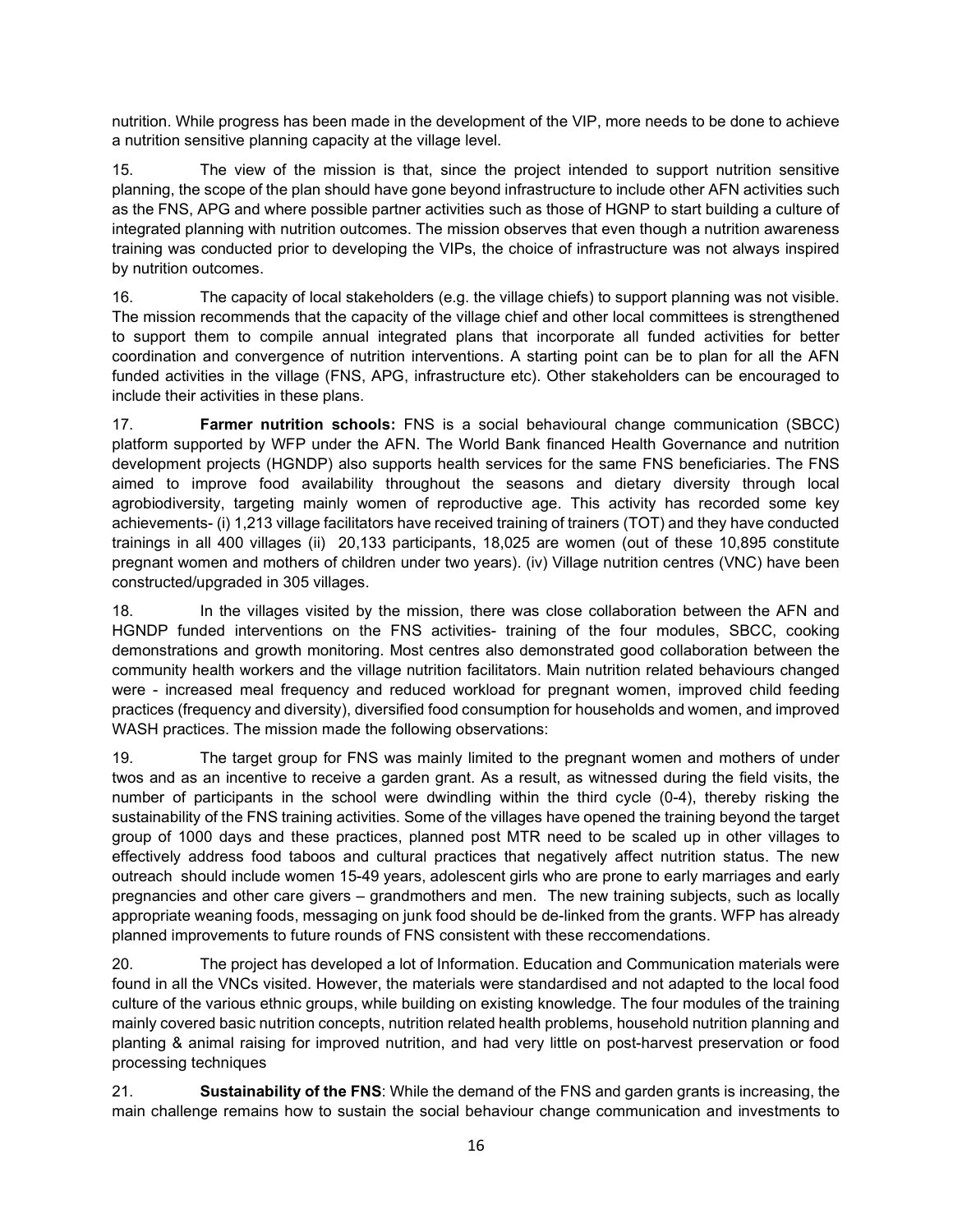nutrition. While progress has been made in the development of the VIP, more needs to be done to achieve a nutrition sensitive planning capacity at the village level.

15. The view of the mission is that, since the project intended to support nutrition sensitive planning, the scope of the plan should have gone beyond infrastructure to include other AFN activities such as the FNS, APG and where possible partner activities such as those of HGNP to start building a culture of integrated planning with nutrition outcomes. The mission observes that even though a nutrition awareness training was conducted prior to developing the VIPs, the choice of infrastructure was not always inspired by nutrition outcomes.

16. The capacity of local stakeholders (e.g. the village chiefs) to support planning was not visible. The mission recommends that the capacity of the village chief and other local committees is strengthened to support them to compile annual integrated plans that incorporate all funded activities for better coordination and convergence of nutrition interventions. A starting point can be to plan for all the AFN funded activities in the village (FNS, APG, infrastructure etc). Other stakeholders can be encouraged to include their activities in these plans.

17. **Farmer nutrition schools:** FNS is a social behavioural change communication (SBCC) platform supported by WFP under the AFN. The World Bank financed Health Governance and nutrition development projects (HGNDP) also supports health services for the same FNS beneficiaries. The FNS aimed to improve food availability throughout the seasons and dietary diversity through local agrobiodiversity, targeting mainly women of reproductive age. This activity has recorded some key achievements- (i) 1,213 village facilitators have received training of trainers (TOT) and they have conducted trainings in all 400 villages (ii) 20,133 participants, 18,025 are women (out of these 10,895 constitute pregnant women and mothers of children under two years). (iv) Village nutrition centres (VNC) have been constructed/upgraded in 305 villages.

18. In the villages visited by the mission, there was close collaboration between the AFN and HGNDP funded interventions on the FNS activities- training of the four modules, SBCC, cooking demonstrations and growth monitoring. Most centres also demonstrated good collaboration between the community health workers and the village nutrition facilitators. Main nutrition related behaviours changed were - increased meal frequency and reduced workload for pregnant women, improved child feeding practices (frequency and diversity), diversified food consumption for households and women, and improved WASH practices. The mission made the following observations:

19. The target group for FNS was mainly limited to the pregnant women and mothers of under twos and as an incentive to receive a garden grant. As a result, as witnessed during the field visits, the number of participants in the school were dwindling within the third cycle (0-4), thereby risking the sustainability of the FNS training activities. Some of the villages have opened the training beyond the target group of 1000 days and these practices, planned post MTR need to be scaled up in other villages to effectively address food taboos and cultural practices that negatively affect nutrition status. The new outreach should include women 15-49 years, adolescent girls who are prone to early marriages and early pregnancies and other care givers – grandmothers and men. The new training subjects, such as locally appropriate weaning foods, messaging on junk food should be de-linked from the grants. WFP has already planned improvements to future rounds of FNS consistent with these reccomendations.

20. The project has developed a lot of Information. Education and Communication materials were found in all the VNCs visited. However, the materials were standardised and not adapted to the local food culture of the various ethnic groups, while building on existing knowledge. The four modules of the training mainly covered basic nutrition concepts, nutrition related health problems, household nutrition planning and planting & animal raising for improved nutrition, and had very little on post-harvest preservation or food processing techniques

21. **Sustainability of the FNS**: While the demand of the FNS and garden grants is increasing, the main challenge remains how to sustain the social behaviour change communication and investments to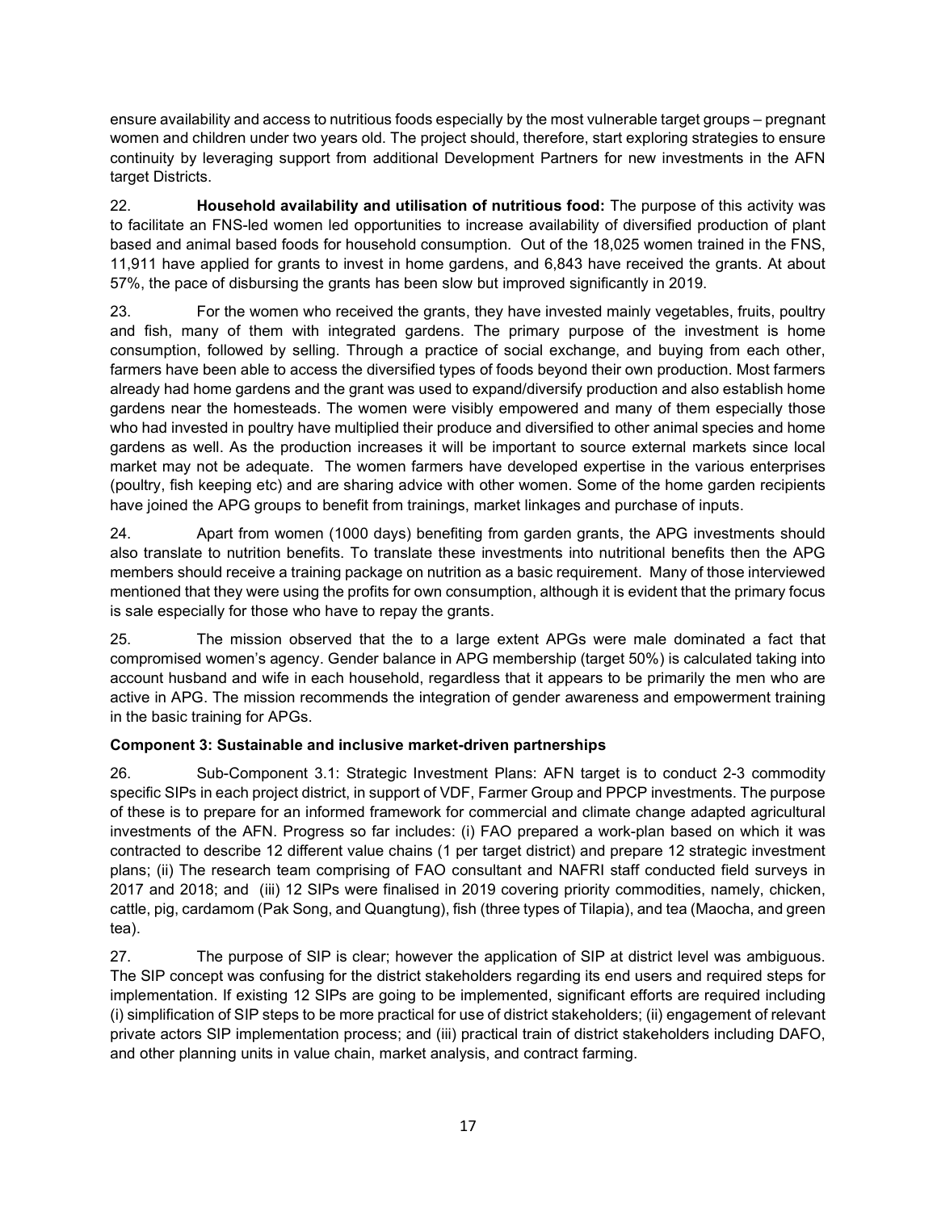ensure availability and access to nutritious foods especially by the most vulnerable target groups – pregnant women and children under two years old. The project should, therefore, start exploring strategies to ensure continuity by leveraging support from additional Development Partners for new investments in the AFN target Districts.

22. **Household availability and utilisation of nutritious food:** The purpose of this activity was to facilitate an FNS-led women led opportunities to increase availability of diversified production of plant based and animal based foods for household consumption. Out of the 18,025 women trained in the FNS, 11,911 have applied for grants to invest in home gardens, and 6,843 have received the grants. At about 57%, the pace of disbursing the grants has been slow but improved significantly in 2019.

23. For the women who received the grants, they have invested mainly vegetables, fruits, poultry and fish, many of them with integrated gardens. The primary purpose of the investment is home consumption, followed by selling. Through a practice of social exchange, and buying from each other, farmers have been able to access the diversified types of foods beyond their own production. Most farmers already had home gardens and the grant was used to expand/diversify production and also establish home gardens near the homesteads. The women were visibly empowered and many of them especially those who had invested in poultry have multiplied their produce and diversified to other animal species and home gardens as well. As the production increases it will be important to source external markets since local market may not be adequate. The women farmers have developed expertise in the various enterprises (poultry, fish keeping etc) and are sharing advice with other women. Some of the home garden recipients have joined the APG groups to benefit from trainings, market linkages and purchase of inputs.

24. Apart from women (1000 days) benefiting from garden grants, the APG investments should also translate to nutrition benefits. To translate these investments into nutritional benefits then the APG members should receive a training package on nutrition as a basic requirement. Many of those interviewed mentioned that they were using the profits for own consumption, although it is evident that the primary focus is sale especially for those who have to repay the grants.

25. The mission observed that the to a large extent APGs were male dominated a fact that compromised women's agency. Gender balance in APG membership (target 50%) is calculated taking into account husband and wife in each household, regardless that it appears to be primarily the men who are active in APG. The mission recommends the integration of gender awareness and empowerment training in the basic training for APGs.

**Component 3: Sustainable and inclusive market-driven partnerships**

26. Sub-Component 3.1: Strategic Investment Plans: AFN target is to conduct 2-3 commodity specific SIPs in each project district, in support of VDF, Farmer Group and PPCP investments. The purpose of these is to prepare for an informed framework for commercial and climate change adapted agricultural investments of the AFN. Progress so far includes: (i) FAO prepared a work-plan based on which it was contracted to describe 12 different value chains (1 per target district) and prepare 12 strategic investment plans; (ii) The research team comprising of FAO consultant and NAFRI staff conducted field surveys in 2017 and 2018; and (iii) 12 SIPs were finalised in 2019 covering priority commodities, namely, chicken, cattle, pig, cardamom (Pak Song, and Quangtung), fish (three types of Tilapia), and tea (Maocha, and green tea).

27. The purpose of SIP is clear; however the application of SIP at district level was ambiguous. The SIP concept was confusing for the district stakeholders regarding its end users and required steps for implementation. If existing 12 SIPs are going to be implemented, significant efforts are required including (i) simplification of SIP steps to be more practical for use of district stakeholders; (ii) engagement of relevant private actors SIP implementation process; and (iii) practical train of district stakeholders including DAFO, and other planning units in value chain, market analysis, and contract farming.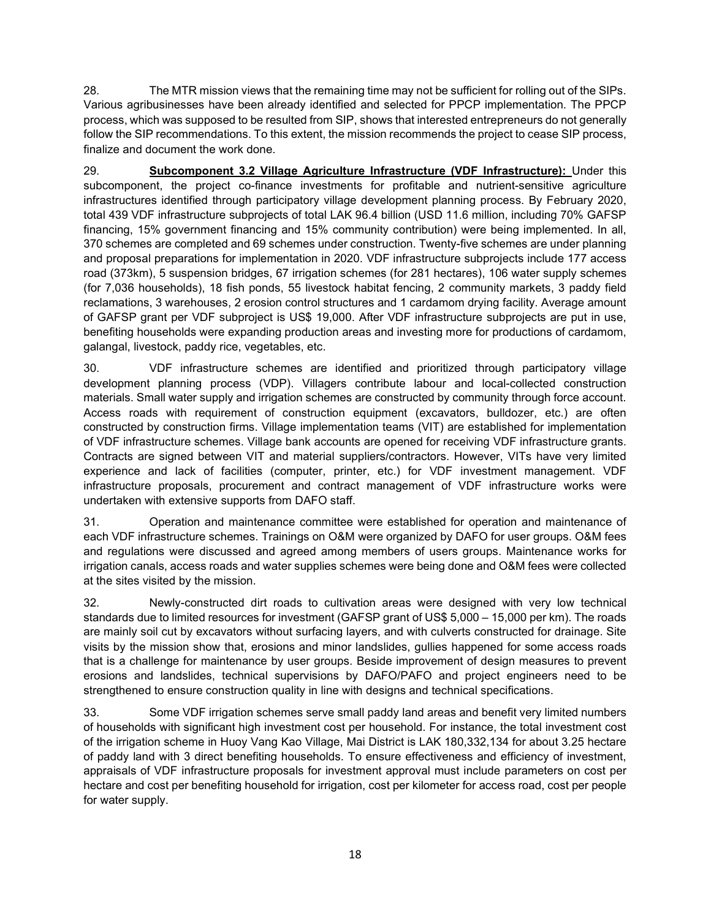28. The MTR mission views that the remaining time may not be sufficient for rolling out of the SIPs. Various agribusinesses have been already identified and selected for PPCP implementation. The PPCP process, which was supposed to be resulted from SIP, shows that interested entrepreneurs do not generally follow the SIP recommendations. To this extent, the mission recommends the project to cease SIP process, finalize and document the work done.

29. **Subcomponent 3.2 Village Agriculture Infrastructure (VDF Infrastructure):** Under this subcomponent, the project co-finance investments for profitable and nutrient-sensitive agriculture infrastructures identified through participatory village development planning process. By February 2020, total 439 VDF infrastructure subprojects of total LAK 96.4 billion (USD 11.6 million, including 70% GAFSP financing, 15% government financing and 15% community contribution) were being implemented. In all, 370 schemes are completed and 69 schemes under construction. Twenty-five schemes are under planning and proposal preparations for implementation in 2020. VDF infrastructure subprojects include 177 access road (373km), 5 suspension bridges, 67 irrigation schemes (for 281 hectares), 106 water supply schemes (for 7,036 households), 18 fish ponds, 55 livestock habitat fencing, 2 community markets, 3 paddy field reclamations, 3 warehouses, 2 erosion control structures and 1 cardamom drying facility. Average amount of GAFSP grant per VDF subproject is US$ 19,000. After VDF infrastructure subprojects are put in use, benefiting households were expanding production areas and investing more for productions of cardamom, galangal, livestock, paddy rice, vegetables, etc.

30. VDF infrastructure schemes are identified and prioritized through participatory village development planning process (VDP). Villagers contribute labour and local-collected construction materials. Small water supply and irrigation schemes are constructed by community through force account. Access roads with requirement of construction equipment (excavators, bulldozer, etc.) are often constructed by construction firms. Village implementation teams (VIT) are established for implementation of VDF infrastructure schemes. Village bank accounts are opened for receiving VDF infrastructure grants. Contracts are signed between VIT and material suppliers/contractors. However, VITs have very limited experience and lack of facilities (computer, printer, etc.) for VDF investment management. VDF infrastructure proposals, procurement and contract management of VDF infrastructure works were undertaken with extensive supports from DAFO staff.

31. Operation and maintenance committee were established for operation and maintenance of each VDF infrastructure schemes. Trainings on O&M were organized by DAFO for user groups. O&M fees and regulations were discussed and agreed among members of users groups. Maintenance works for irrigation canals, access roads and water supplies schemes were being done and O&M fees were collected at the sites visited by the mission.

32. Newly-constructed dirt roads to cultivation areas were designed with very low technical standards due to limited resources for investment (GAFSP grant of US$ 5,000 – 15,000 per km). The roads are mainly soil cut by excavators without surfacing layers, and with culverts constructed for drainage. Site visits by the mission show that, erosions and minor landslides, gullies happened for some access roads that is a challenge for maintenance by user groups. Beside improvement of design measures to prevent erosions and landslides, technical supervisions by DAFO/PAFO and project engineers need to be strengthened to ensure construction quality in line with designs and technical specifications.

33. Some VDF irrigation schemes serve small paddy land areas and benefit very limited numbers of households with significant high investment cost per household. For instance, the total investment cost of the irrigation scheme in Huoy Vang Kao Village, Mai District is LAK 180,332,134 for about 3.25 hectare of paddy land with 3 direct benefiting households. To ensure effectiveness and efficiency of investment, appraisals of VDF infrastructure proposals for investment approval must include parameters on cost per hectare and cost per benefiting household for irrigation, cost per kilometer for access road, cost per people for water supply.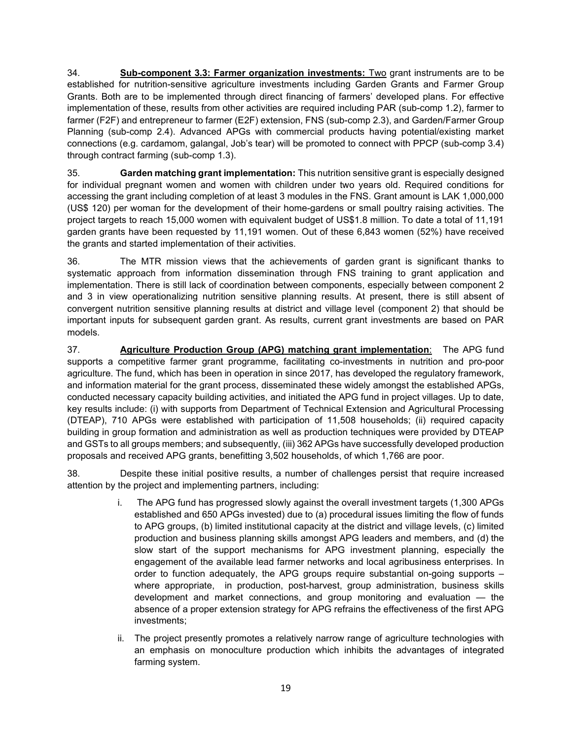34. **Sub-component 3.3: Farmer organization investments:** Two grant instruments are to be established for nutrition-sensitive agriculture investments including Garden Grants and Farmer Group Grants. Both are to be implemented through direct financing of farmers' developed plans. For effective implementation of these, results from other activities are required including PAR (sub-comp 1.2), farmer to farmer (F2F) and entrepreneur to farmer (E2F) extension, FNS (sub-comp 2.3), and Garden/Farmer Group Planning (sub-comp 2.4). Advanced APGs with commercial products having potential/existing market connections (e.g. cardamom, galangal, Job's tear) will be promoted to connect with PPCP (sub-comp 3.4) through contract farming (sub-comp 1.3).

35. **Garden matching grant implementation:** This nutrition sensitive grant is especially designed for individual pregnant women and women with children under two years old. Required conditions for accessing the grant including completion of at least 3 modules in the FNS. Grant amount is LAK 1,000,000 (US$ 120) per woman for the development of their home-gardens or small poultry raising activities. The project targets to reach 15,000 women with equivalent budget of US$1.8 million. To date a total of 11,191 garden grants have been requested by 11,191 women. Out of these 6,843 women (52%) have received the grants and started implementation of their activities.

36. The MTR mission views that the achievements of garden grant is significant thanks to systematic approach from information dissemination through FNS training to grant application and implementation. There is still lack of coordination between components, especially between component 2 and 3 in view operationalizing nutrition sensitive planning results. At present, there is still absent of convergent nutrition sensitive planning results at district and village level (component 2) that should be important inputs for subsequent garden grant. As results, current grant investments are based on PAR models.

37. **Agriculture Production Group (APG) matching grant implementation**: The APG fund supports a competitive farmer grant programme, facilitating co-investments in nutrition and pro-poor agriculture. The fund, which has been in operation in since 2017, has developed the regulatory framework, and information material for the grant process, disseminated these widely amongst the established APGs, conducted necessary capacity building activities, and initiated the APG fund in project villages. Up to date, key results include: (i) with supports from Department of Technical Extension and Agricultural Processing (DTEAP), 710 APGs were established with participation of 11,508 households; (ii) required capacity building in group formation and administration as well as production techniques were provided by DTEAP and GSTs to all groups members; and subsequently, (iii) 362 APGs have successfully developed production proposals and received APG grants, benefitting 3,502 households, of which 1,766 are poor.

38. Despite these initial positive results, a number of challenges persist that require increased attention by the project and implementing partners, including:

i. The APG fund has progressed slowly against the overall investment targets (1,300 APGs established and 650 APGs invested) due to (a) procedural issues limiting the flow of funds to APG groups, (b) limited institutional capacity at the district and village levels, (c) limited production and business planning skills amongst APG leaders and members, and (d) the slow start of the support mechanisms for APG investment planning, especially the engagement of the available lead farmer networks and local agribusiness enterprises. In order to function adequately, the APG groups require substantial on-going supports – where appropriate, in production, post-harvest, group administration, business skills development and market connections, and group monitoring and evaluation — the absence of a proper extension strategy for APG refrains the effectiveness of the first APG investments;

ii. The project presently promotes a relatively narrow range of agriculture technologies with an emphasis on monoculture production which inhibits the advantages of integrated farming system.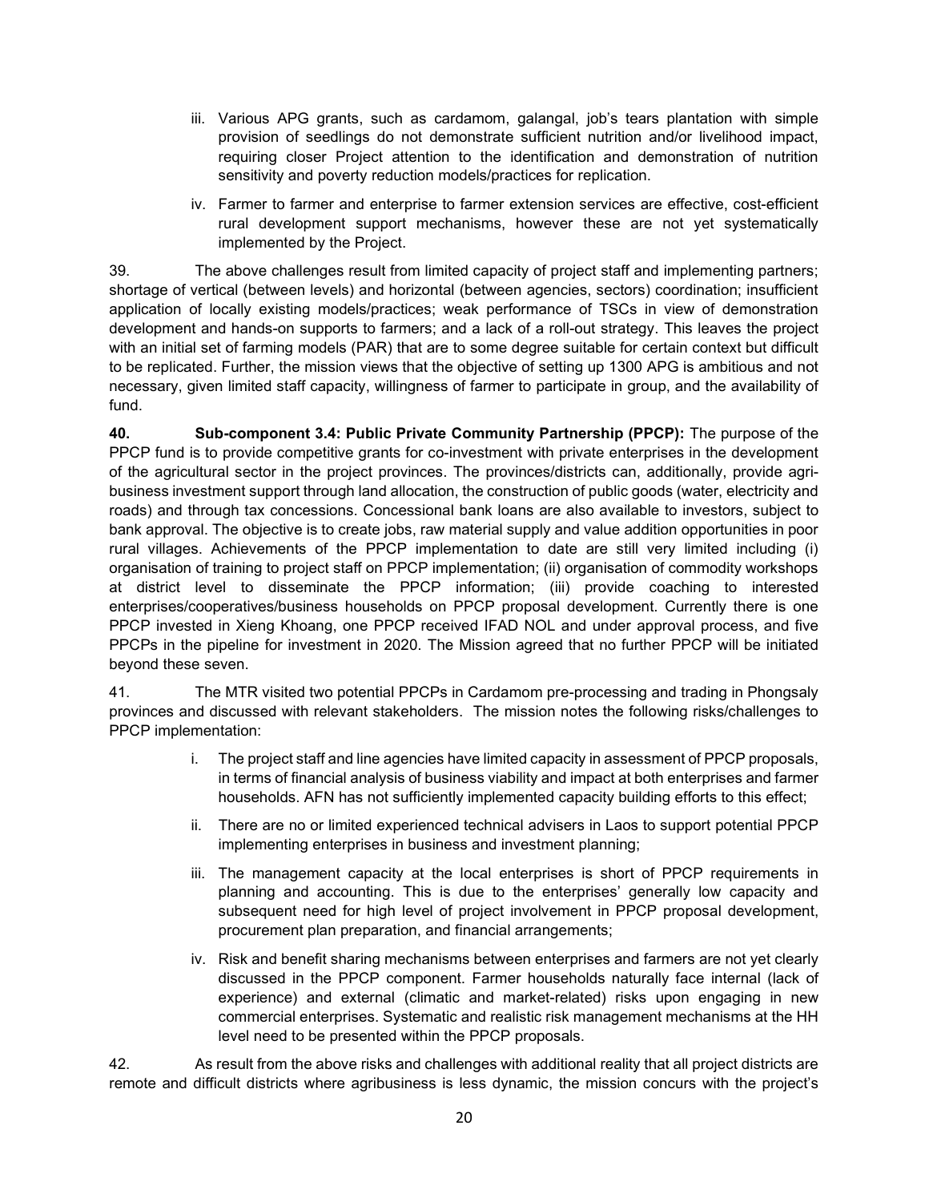iii. Various APG grants, such as cardamom, galangal, job's tears plantation with simple provision of seedlings do not demonstrate sufficient nutrition and/or livelihood impact, requiring closer Project attention to the identification and demonstration of nutrition sensitivity and poverty reduction models/practices for replication.

iv. Farmer to farmer and enterprise to farmer extension services are effective, cost-efficient rural development support mechanisms, however these are not yet systematically implemented by the Project.

39. The above challenges result from limited capacity of project staff and implementing partners; shortage of vertical (between levels) and horizontal (between agencies, sectors) coordination; insufficient application of locally existing models/practices; weak performance of TSCs in view of demonstration development and hands-on supports to farmers; and a lack of a roll-out strategy. This leaves the project with an initial set of farming models (PAR) that are to some degree suitable for certain context but difficult to be replicated. Further, the mission views that the objective of setting up 1300 APG is ambitious and not necessary, given limited staff capacity, willingness of farmer to participate in group, and the availability of fund.

**40. Sub-component 3.4: Public Private Community Partnership (PPCP):** The purpose of the PPCP fund is to provide competitive grants for co-investment with private enterprises in the development of the agricultural sector in the project provinces. The provinces/districts can, additionally, provide agri-business investment support through land allocation, the construction of public goods (water, electricity and roads) and through tax concessions. Concessional bank loans are also available to investors, subject to bank approval. The objective is to create jobs, raw material supply and value addition opportunities in poor rural villages. Achievements of the PPCP implementation to date are still very limited including (i) organisation of training to project staff on PPCP implementation; (ii) organisation of commodity workshops at district level to disseminate the PPCP information; (iii) provide coaching to interested enterprises/cooperatives/business households on PPCP proposal development. Currently there is one PPCP invested in Xieng Khoang, one PPCP received IFAD NOL and under approval process, and five PPCPs in the pipeline for investment in 2020. The Mission agreed that no further PPCP will be initiated beyond these seven.

41. The MTR visited two potential PPCPs in Cardamom pre-processing and trading in Phongsaly provinces and discussed with relevant stakeholders. The mission notes the following risks/challenges to PPCP implementation:

i. The project staff and line agencies have limited capacity in assessment of PPCP proposals, in terms of financial analysis of business viability and impact at both enterprises and farmer households. AFN has not sufficiently implemented capacity building efforts to this effect;

ii. There are no or limited experienced technical advisers in Laos to support potential PPCP implementing enterprises in business and investment planning;

iii. The management capacity at the local enterprises is short of PPCP requirements in planning and accounting. This is due to the enterprises' generally low capacity and subsequent need for high level of project involvement in PPCP proposal development, procurement plan preparation, and financial arrangements;

iv. Risk and benefit sharing mechanisms between enterprises and farmers are not yet clearly discussed in the PPCP component. Farmer households naturally face internal (lack of experience) and external (climatic and market-related) risks upon engaging in new commercial enterprises. Systematic and realistic risk management mechanisms at the HH level need to be presented within the PPCP proposals.

42. As result from the above risks and challenges with additional reality that all project districts are remote and difficult districts where agribusiness is less dynamic, the mission concurs with the project's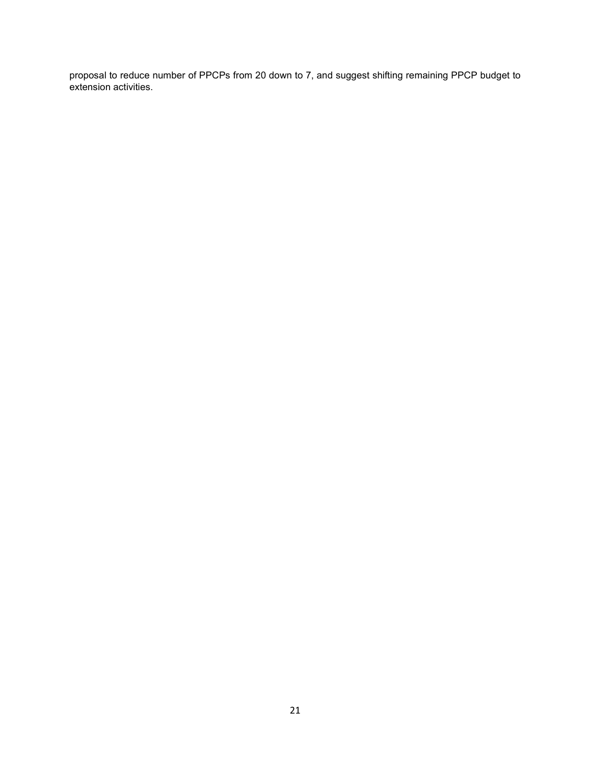proposal to reduce number of PPCPs from 20 down to 7, and suggest shifting remaining PPCP budget to extension activities.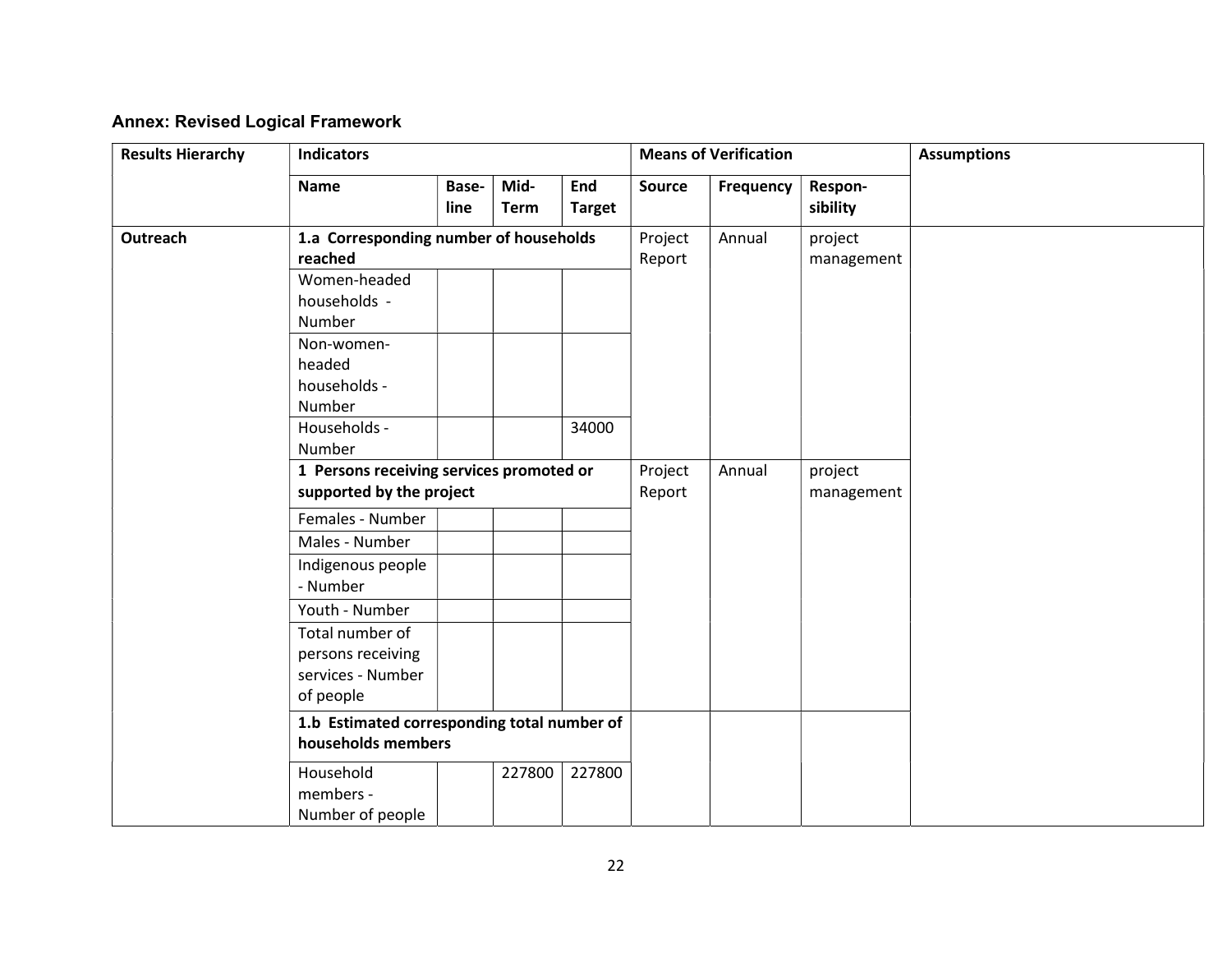## Annex: Revised Logical Framework

| Results Hierarchy | Indicators | | | | Means of Verification | | | Assumptions |
|---|---|---|---|---|---|---|---|---|
| | Name | Base-line | Mid-Term | End Target | Source | Frequency | Respon-sibility | |
| Outreach | **1.a Corresponding number of households reached** | | | | Project Report | Annual | project management | |
| | Women-headed households - Number | | | | | | | |
| | Non-women-headed households - Number | | | | | | | |
| | Households - Number | | | 34000 | | | | |
| | **1 Persons receiving services promoted or supported by the project** | | | | Project Report | Annual | project management | |
| | Females - Number | | | | | | | |
| | Males - Number | | | | | | | |
| | Indigenous people - Number | | | | | | | |
| | Youth - Number | | | | | | | |
| | Total number of persons receiving services - Number of people | | | | | | | |
| | **1.b Estimated corresponding total number of households members** | | | | | | | |
| | Household members - Number of people | | 227800 | 227800 | | | | |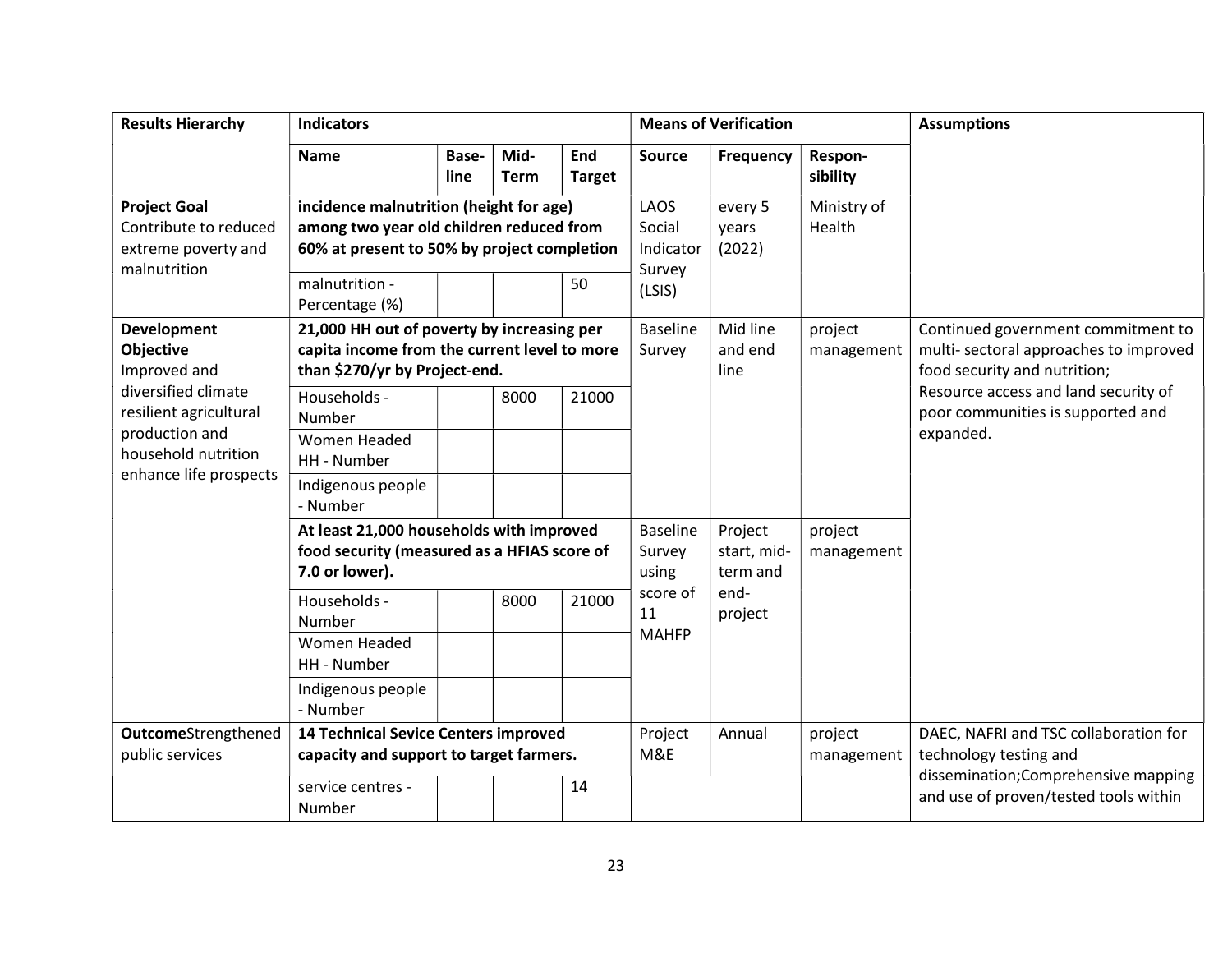| Results Hierarchy | Indicators | | | | Means of Verification | | | Assumptions |
|---|---|---|---|---|---|---|---|---|
| | **Name** | **Base-line** | **Mid-Term** | **End Target** | **Source** | **Frequency** | **Respon-sibility** | |
| **Project Goal** Contribute to reduced extreme poverty and malnutrition | **incidence malnutrition (height for age) among two year old children reduced from 60% at present to 50% by project completion** | | | | LAOS Social Indicator Survey (LSIS) | every 5 years (2022) | Ministry of Health | |
| | malnutrition - Percentage (%) | | | 50 | | | | |
| **Development Objective** Improved and diversified climate resilient agricultural production and household nutrition enhance life prospects | **21,000 HH out of poverty by increasing per capita income from the current level to more than $270/yr by Project-end.** | | | | Baseline Survey | Mid line and end line | project management | Continued government commitment to multi- sectoral approaches to improved food security and nutrition; Resource access and land security of poor communities is supported and expanded. |
| | Households - Number | | 8000 | 21000 | | | | |
| | Women Headed HH - Number | | | | | | | |
| | Indigenous people - Number | | | | | | | |
| | **At least 21,000 households with improved food security (measured as a HFIAS score of 7.0 or lower).** | | | | Baseline Survey using score of 11 MAHFP | Project start, mid-term and end-project | project management | |
| | Households - Number | | 8000 | 21000 | | | | |
| | Women Headed HH - Number | | | | | | | |
| | Indigenous people - Number | | | | | | | |
| **Outcome**Strengthened public services | **14 Technical Sevice Centers improved capacity and support to target farmers.** | | | | Project M&E | Annual | project management | DAEC, NAFRI and TSC collaboration for technology testing and dissemination;Comprehensive mapping and use of proven/tested tools within |
| | service centres - Number | | | 14 | | | | |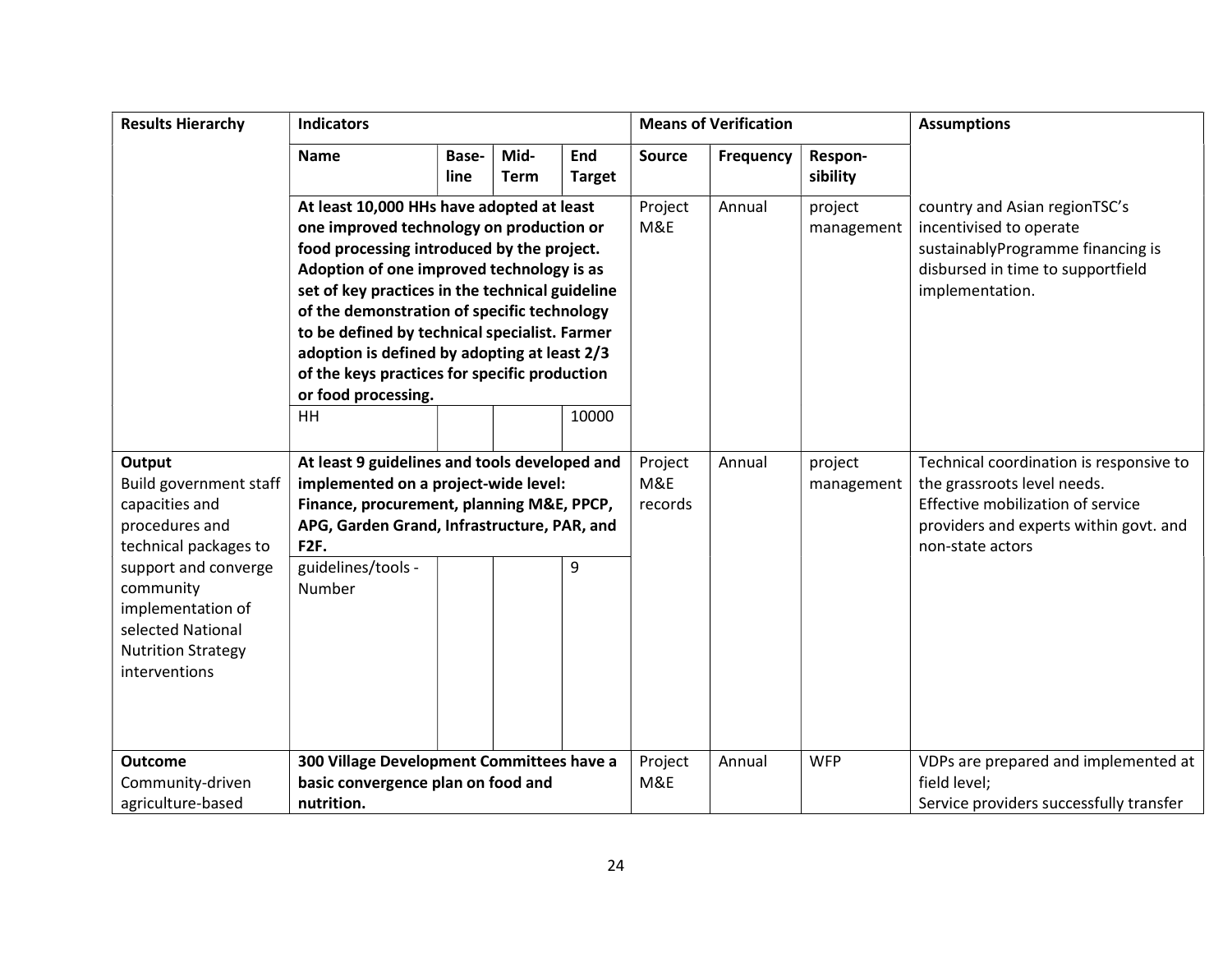| Results Hierarchy | Indicators | | | | Means of Verification | | | Assumptions |
|---|---|---|---|---|---|---|---|---|
| | Name | Base-line | Mid-Term | End Target | Source | Frequency | Respon-sibility | |
| | **At least 10,000 HHs have adopted at least one improved technology on production or food processing introduced by the project. Adoption of one improved technology is as set of key practices in the technical guideline of the demonstration of specific technology to be defined by technical specialist. Farmer adoption is defined by adopting at least 2/3 of the keys practices for specific production or food processing.** | | | | Project M&E | Annual | project management | country and Asian regionTSC's incentivised to operate sustainablyProgramme financing is disbursed in time to supportfield implementation. |
| | HH | | | 10000 | | | | |
| **Output** Build government staff capacities and procedures and technical packages to support and converge community implementation of selected National Nutrition Strategy interventions | **At least 9 guidelines and tools developed and implemented on a project-wide level: Finance, procurement, planning M&E, PPCP, APG, Garden Grand, Infrastructure, PAR, and F2F.** | | | | Project M&E records | Annual | project management | Technical coordination is responsive to the grassroots level needs. Effective mobilization of service providers and experts within govt. and non-state actors |
| | guidelines/tools - Number | | | 9 | | | | |
| **Outcome** Community-driven agriculture-based | **300 Village Development Committees have a basic convergence plan on food and nutrition.** | | | | Project M&E | Annual | WFP | VDPs are prepared and implemented at field level; Service providers successfully transfer |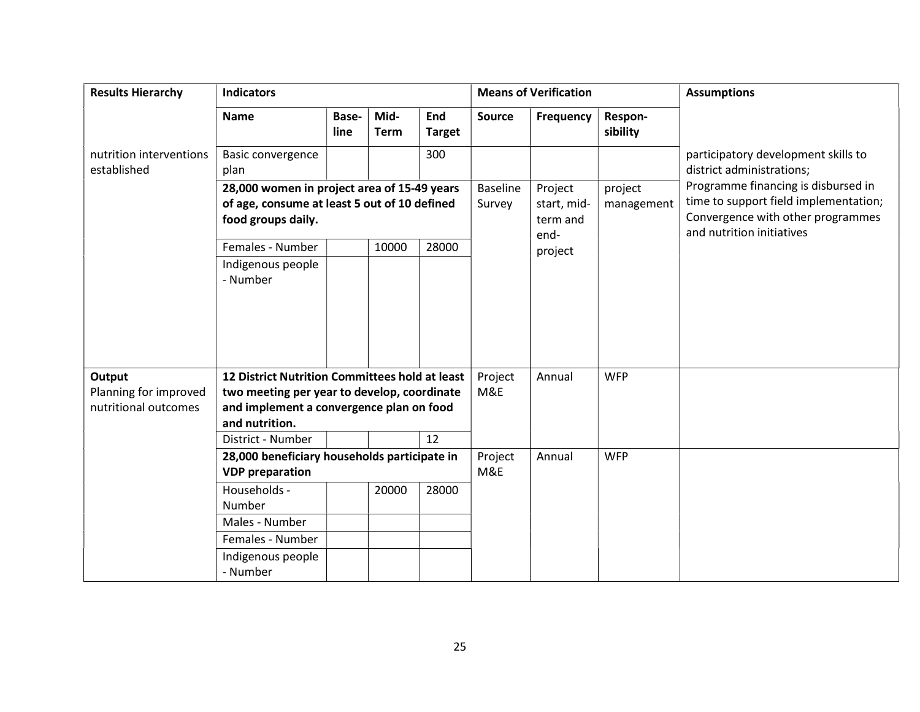| Results Hierarchy | Indicators | | | | Means of Verification | | | Assumptions |
|---|---|---|---|---|---|---|---|---|
| | Name | Base-line | Mid-Term | End Target | Source | Frequency | Respon-sibility | |
| nutrition interventions established | Basic convergence plan | | | 300 | | | | participatory development skills to district administrations; Programme financing is disbursed in time to support field implementation; Convergence with other programmes and nutrition initiatives |
| | **28,000 women in project area of 15-49 years of age, consume at least 5 out of 10 defined food groups daily.** | | | | Baseline Survey | Project start, mid-term and end-project | project management | |
| | Females - Number | | 10000 | 28000 | | | | |
| | Indigenous people - Number | | | | | | | |
| **Output** Planning for improved nutritional outcomes | **12 District Nutrition Committees hold at least two meeting per year to develop, coordinate and implement a convergence plan on food and nutrition.** | | | | Project M&E | Annual | WFP | |
| | District - Number | | | 12 | | | | |
| | **28,000 beneficiary households participate in VDP preparation** | | | | Project M&E | Annual | WFP | |
| | Households - Number | | 20000 | 28000 | | | | |
| | Males - Number | | | | | | | |
| | Females - Number | | | | | | | |
| | Indigenous people - Number | | | | | | | |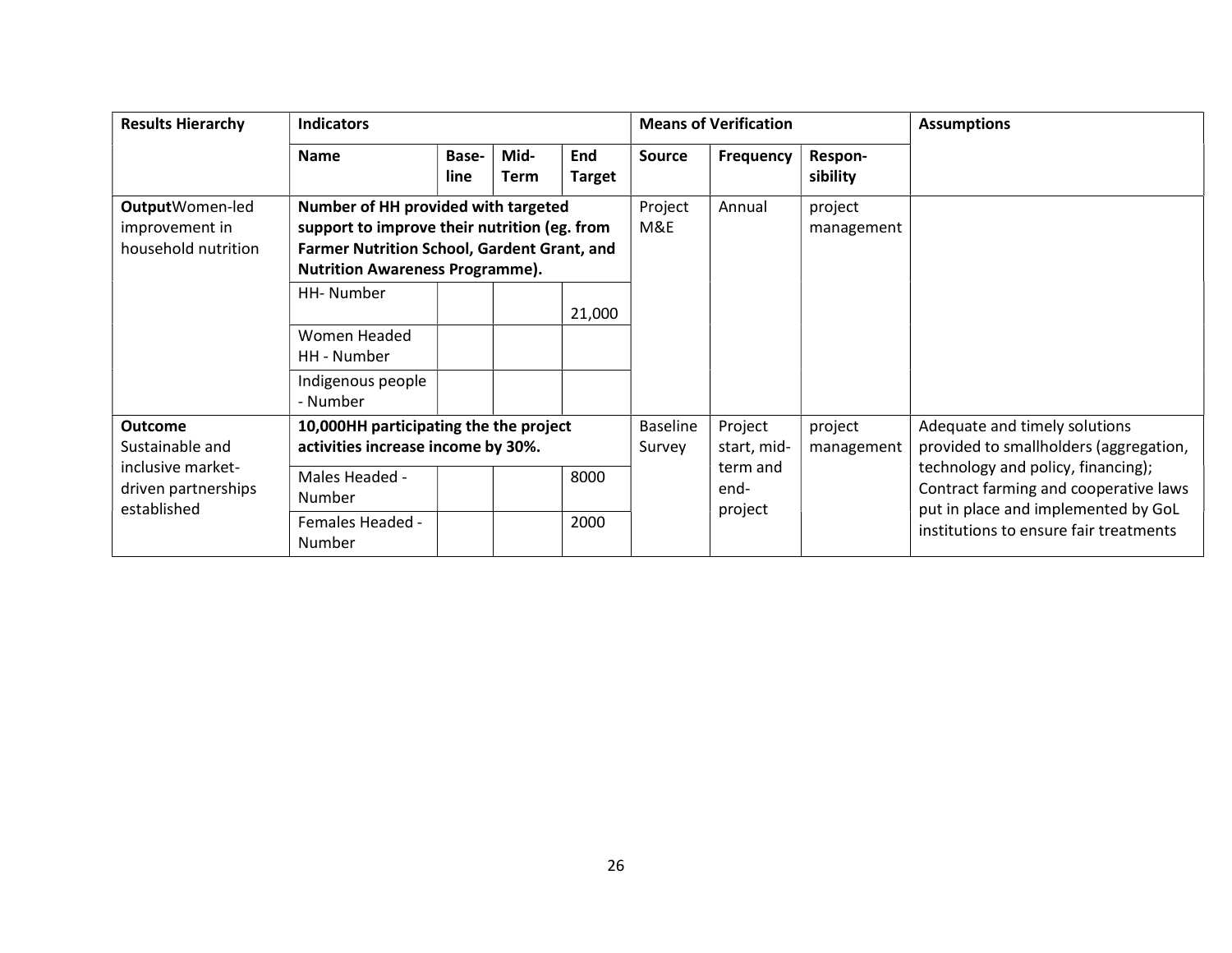| Results Hierarchy | Indicators | | | | Means of Verification | | | Assumptions |
|---|---|---|---|---|---|---|---|---|
| | **Name** | **Base-line** | **Mid-Term** | **End Target** | **Source** | **Frequency** | **Respon-sibility** | |
| **Output**Women-led improvement in household nutrition | **Number of HH provided with targeted support to improve their nutrition (eg. from Farmer Nutrition School, Gardent Grant, and Nutrition Awareness Programme).** | | | | Project M&E | Annual | project management | |
| | HH- Number | | | 21,000 | | | | |
| | Women Headed HH - Number | | | | | | | |
| | Indigenous people - Number | | | | | | | |
| **Outcome** Sustainable and inclusive market-driven partnerships established | **10,000HH participating the project activities increase income by 30%.** | | | | Baseline Survey | Project start, mid-term and end-project | project management | Adequate and timely solutions provided to smallholders (aggregation, technology and policy, financing); Contract farming and cooperative laws put in place and implemented by GoL institutions to ensure fair treatments |
| | Males Headed - Number | | | 8000 | | | | |
| | Females Headed - Number | | | 2000 | | | | |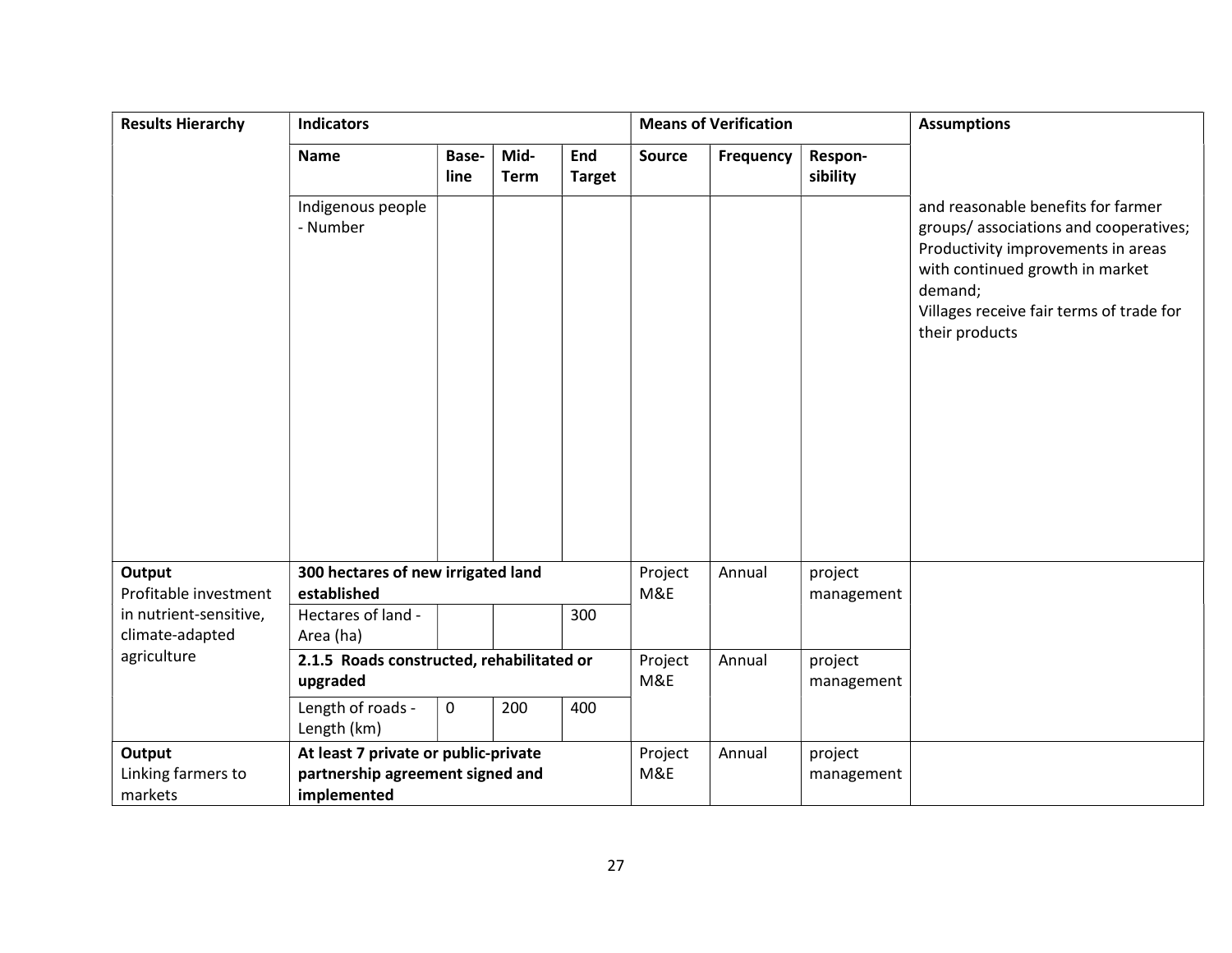| Results Hierarchy | Indicators | | | | Means of Verification | | | Assumptions |
|---|---|---|---|---|---|---|---|---|
| | **Name** | **Base-line** | **Mid-Term** | **End Target** | **Source** | **Frequency** | **Respon-sibility** | |
| | Indigenous people - Number | | | | | | | and reasonable benefits for farmer groups/ associations and cooperatives; Productivity improvements in areas with continued growth in market demand; Villages receive fair terms of trade for their products |
| **Output** Profitable investment in nutrient-sensitive, climate-adapted agriculture | **300 hectares of new irrigated land established** | | | | Project M&E | Annual | project management | |
| | Hectares of land - Area (ha) | | | 300 | | | | |
| | **2.1.5 Roads constructed, rehabilitated or upgraded** | | | | Project M&E | Annual | project management | |
| | Length of roads - Length (km) | 0 | 200 | 400 | | | | |
| **Output** Linking farmers to markets | **At least 7 private or public-private partnership agreement signed and implemented** | | | | Project M&E | Annual | project management | |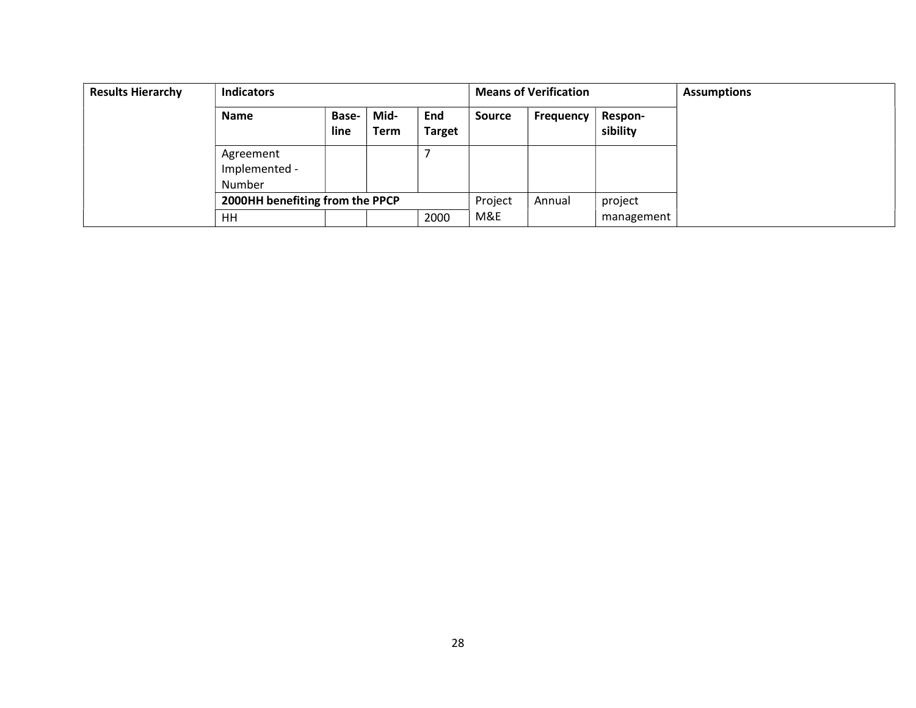| Results Hierarchy | Indicators | | | | Means of Verification | | | Assumptions |
|---|---|---|---|---|---|---|---|---|
| | Name | Base-line | Mid-Term | End Target | Source | Frequency | Respon-sibility | |
| | Agreement Implemented - Number | | | 7 | | | | |
| | **2000HH benefiting from the PPCP** | | | | Project M&E | Annual | project management | |
| | HH | | | 2000 | | | | |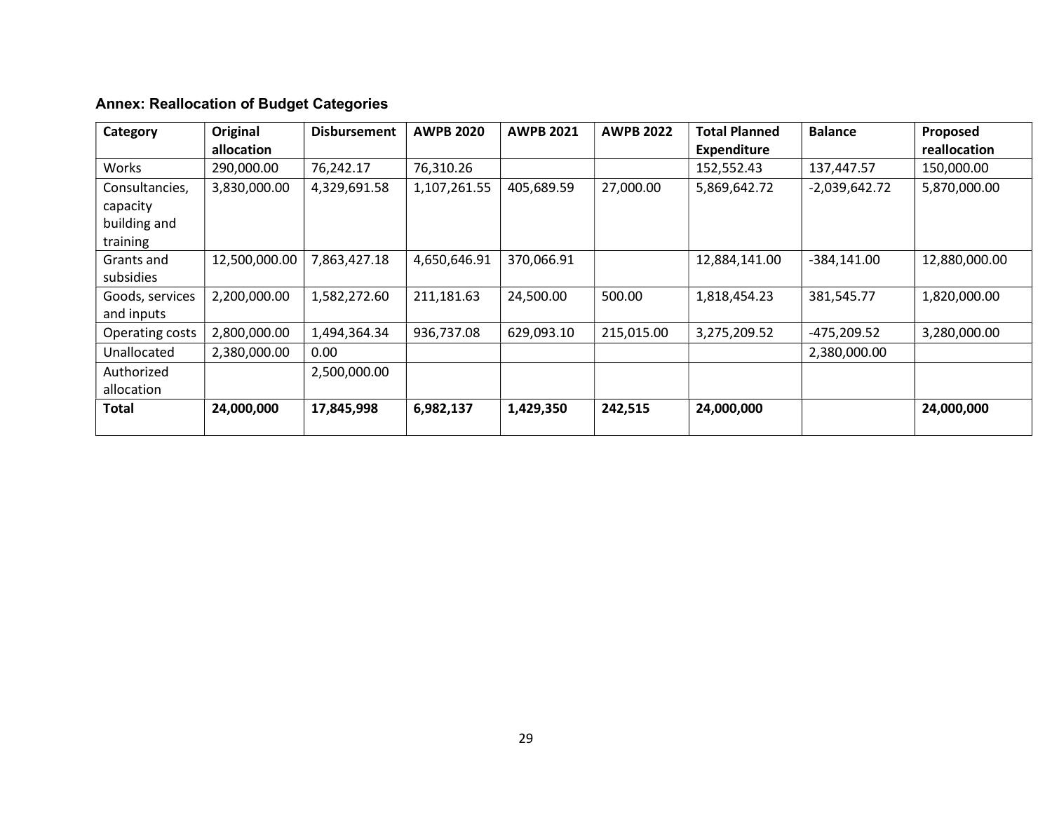### Annex: Reallocation of Budget Categories

| Category | Original allocation | Disbursement | AWPB 2020 | AWPB 2021 | AWPB 2022 | Total Planned Expenditure | Balance | Proposed reallocation |
|---|---|---|---|---|---|---|---|---|
| Works | 290,000.00 | 76,242.17 | 76,310.26 | | | 152,552.43 | 137,447.57 | 150,000.00 |
| Consultancies, capacity building and training | 3,830,000.00 | 4,329,691.58 | 1,107,261.55 | 405,689.59 | 27,000.00 | 5,869,642.72 | -2,039,642.72 | 5,870,000.00 |
| Grants and subsidies | 12,500,000.00 | 7,863,427.18 | 4,650,646.91 | 370,066.91 | | 12,884,141.00 | -384,141.00 | 12,880,000.00 |
| Goods, services and inputs | 2,200,000.00 | 1,582,272.60 | 211,181.63 | 24,500.00 | 500.00 | 1,818,454.23 | 381,545.77 | 1,820,000.00 |
| Operating costs | 2,800,000.00 | 1,494,364.34 | 936,737.08 | 629,093.10 | 215,015.00 | 3,275,209.52 | -475,209.52 | 3,280,000.00 |
| Unallocated | 2,380,000.00 | 0.00 | | | | | 2,380,000.00 | |
| Authorized allocation | | 2,500,000.00 | | | | | | |
| **Total** | **24,000,000** | **17,845,998** | **6,982,137** | **1,429,350** | **242,515** | **24,000,000** | | **24,000,000** |